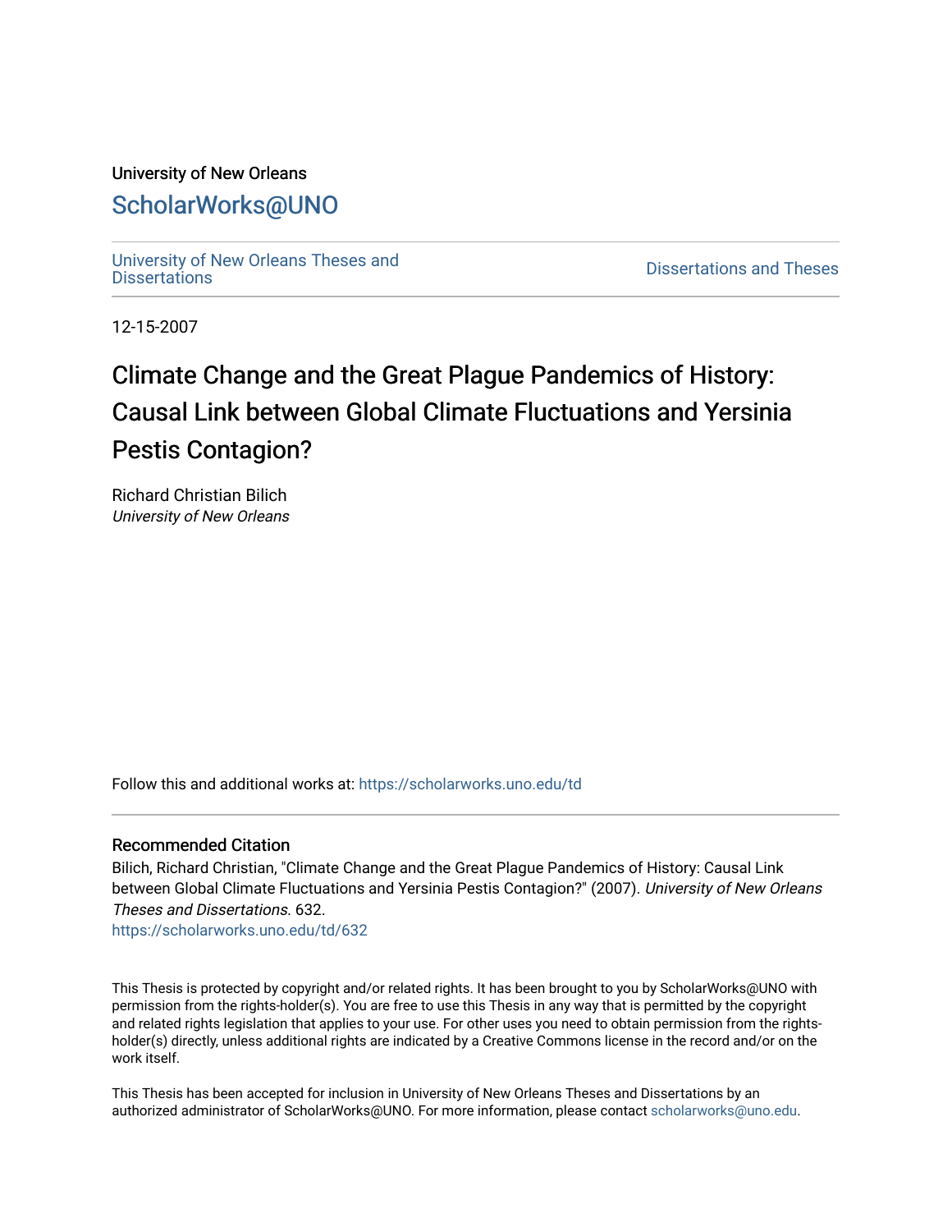University of New Orleans

ScholarWorks@UNO

University of New Orleans Theses and Dissertations

Dissertations and Theses

12-15-2007

# Climate Change and the Great Plague Pandemics of History: Causal Link between Global Climate Fluctuations and Yersinia Pestis Contagion?

Richard Christian Bilich

*University of New Orleans*

Follow this and additional works at: https://scholarworks.uno.edu/td

## Recommended Citation

Bilich, Richard Christian, "Climate Change and the Great Plague Pandemics of History: Causal Link between Global Climate Fluctuations and Yersinia Pestis Contagion?" (2007). *University of New Orleans Theses and Dissertations*. 632.

https://scholarworks.uno.edu/td/632

This Thesis is protected by copyright and/or related rights. It has been brought to you by ScholarWorks@UNO with permission from the rights-holder(s). You are free to use this Thesis in any way that is permitted by the copyright and related rights legislation that applies to your use. For other uses you need to obtain permission from the rights-holder(s) directly, unless additional rights are indicated by a Creative Commons license in the record and/or on the work itself.

This Thesis has been accepted for inclusion in University of New Orleans Theses and Dissertations by an authorized administrator of ScholarWorks@UNO. For more information, please contact scholarworks@uno.edu.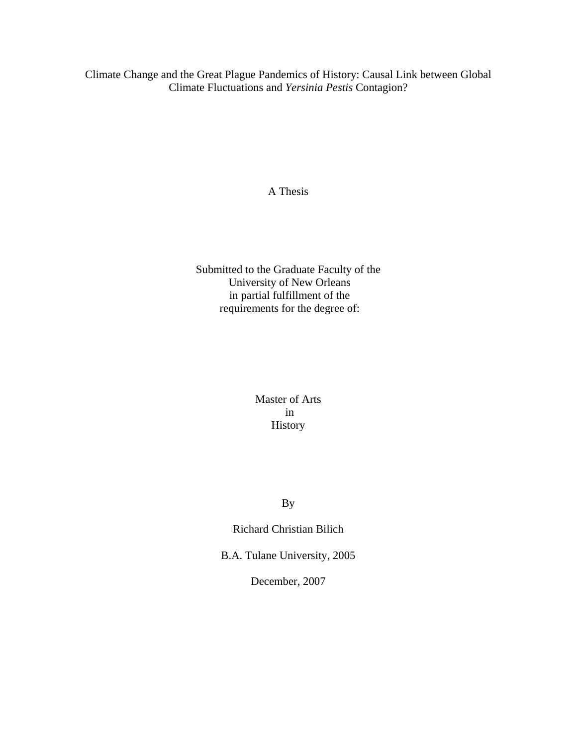Climate Change and the Great Plague Pandemics of History: Causal Link between Global Climate Fluctuations and *Yersinia Pestis* Contagion?

A Thesis

Submitted to the Graduate Faculty of the
University of New Orleans
in partial fulfillment of the
requirements for the degree of:

Master of Arts
in
History

By

Richard Christian Bilich

B.A. Tulane University, 2005

December, 2007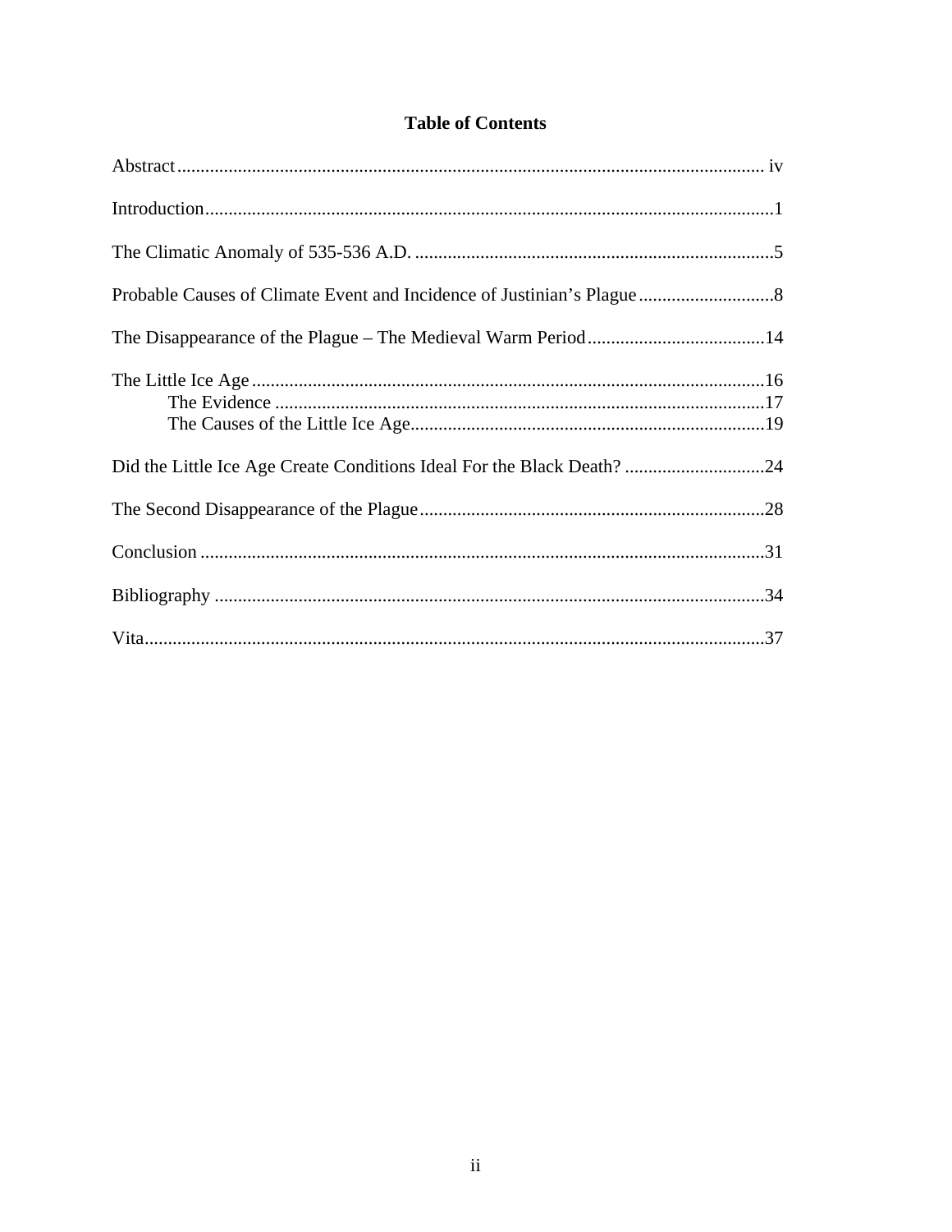# Table of Contents

Abstract............................................................................................................................ iv

Introduction........................................................................................................................1

The Climatic Anomaly of 535-536 A.D. ............................................................................5

Probable Causes of Climate Event and Incidence of Justinian's Plague............................8

The Disappearance of the Plague – The Medieval Warm Period......................................14

The Little Ice Age ............................................................................................................16
- The Evidence .......................................................................................................17
- The Causes of the Little Ice Age...........................................................................19

Did the Little Ice Age Create Conditions Ideal For the Black Death? ..............................24

The Second Disappearance of the Plague..........................................................................28

Conclusion ........................................................................................................................31

Bibliography .....................................................................................................................34

Vita....................................................................................................................................37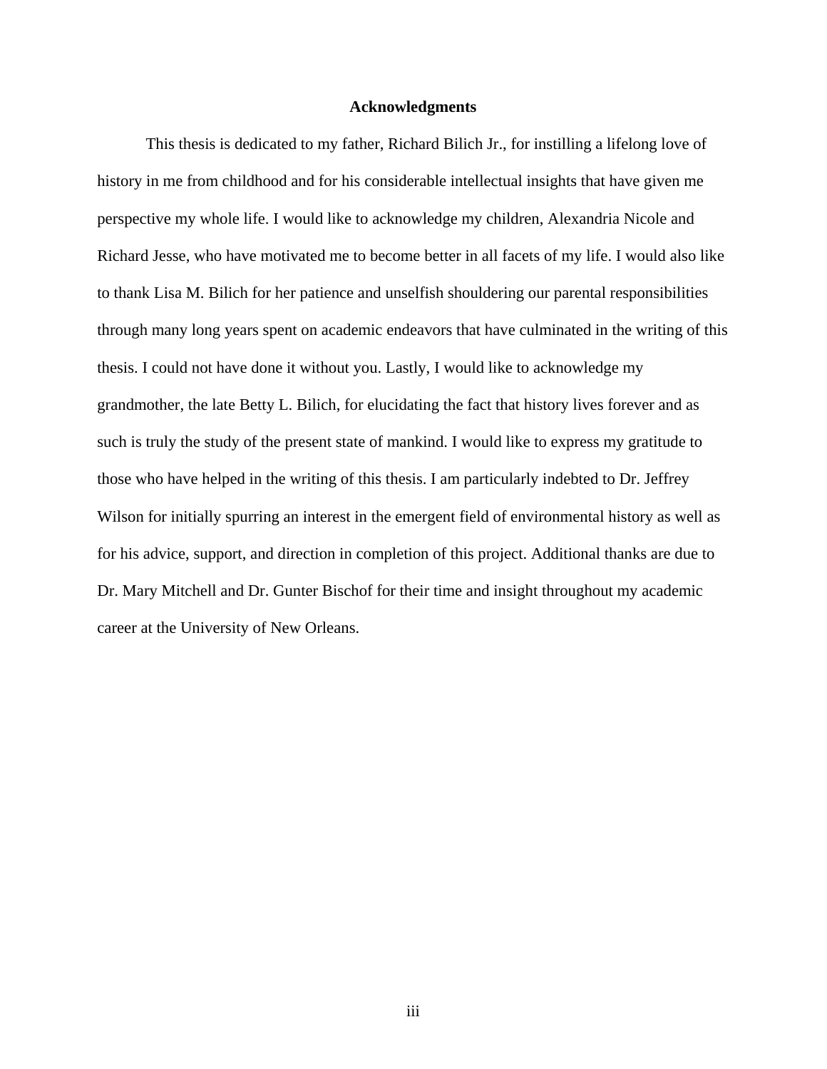## Acknowledgments

This thesis is dedicated to my father, Richard Bilich Jr., for instilling a lifelong love of history in me from childhood and for his considerable intellectual insights that have given me perspective my whole life. I would like to acknowledge my children, Alexandria Nicole and Richard Jesse, who have motivated me to become better in all facets of my life. I would also like to thank Lisa M. Bilich for her patience and unselfish shouldering our parental responsibilities through many long years spent on academic endeavors that have culminated in the writing of this thesis. I could not have done it without you. Lastly, I would like to acknowledge my grandmother, the late Betty L. Bilich, for elucidating the fact that history lives forever and as such is truly the study of the present state of mankind. I would like to express my gratitude to those who have helped in the writing of this thesis. I am particularly indebted to Dr. Jeffrey Wilson for initially spurring an interest in the emergent field of environmental history as well as for his advice, support, and direction in completion of this project. Additional thanks are due to Dr. Mary Mitchell and Dr. Gunter Bischof for their time and insight throughout my academic career at the University of New Orleans.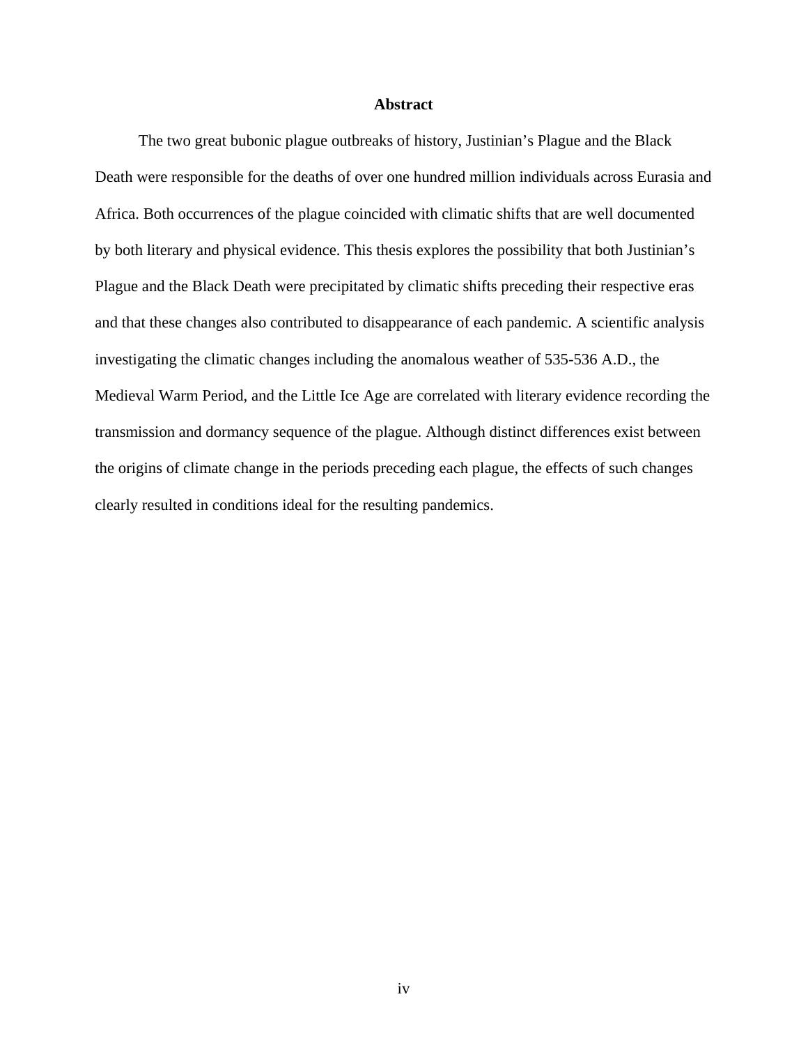# Abstract

The two great bubonic plague outbreaks of history, Justinian's Plague and the Black Death were responsible for the deaths of over one hundred million individuals across Eurasia and Africa. Both occurrences of the plague coincided with climatic shifts that are well documented by both literary and physical evidence. This thesis explores the possibility that both Justinian's Plague and the Black Death were precipitated by climatic shifts preceding their respective eras and that these changes also contributed to disappearance of each pandemic. A scientific analysis investigating the climatic changes including the anomalous weather of 535-536 A.D., the Medieval Warm Period, and the Little Ice Age are correlated with literary evidence recording the transmission and dormancy sequence of the plague. Although distinct differences exist between the origins of climate change in the periods preceding each plague, the effects of such changes clearly resulted in conditions ideal for the resulting pandemics.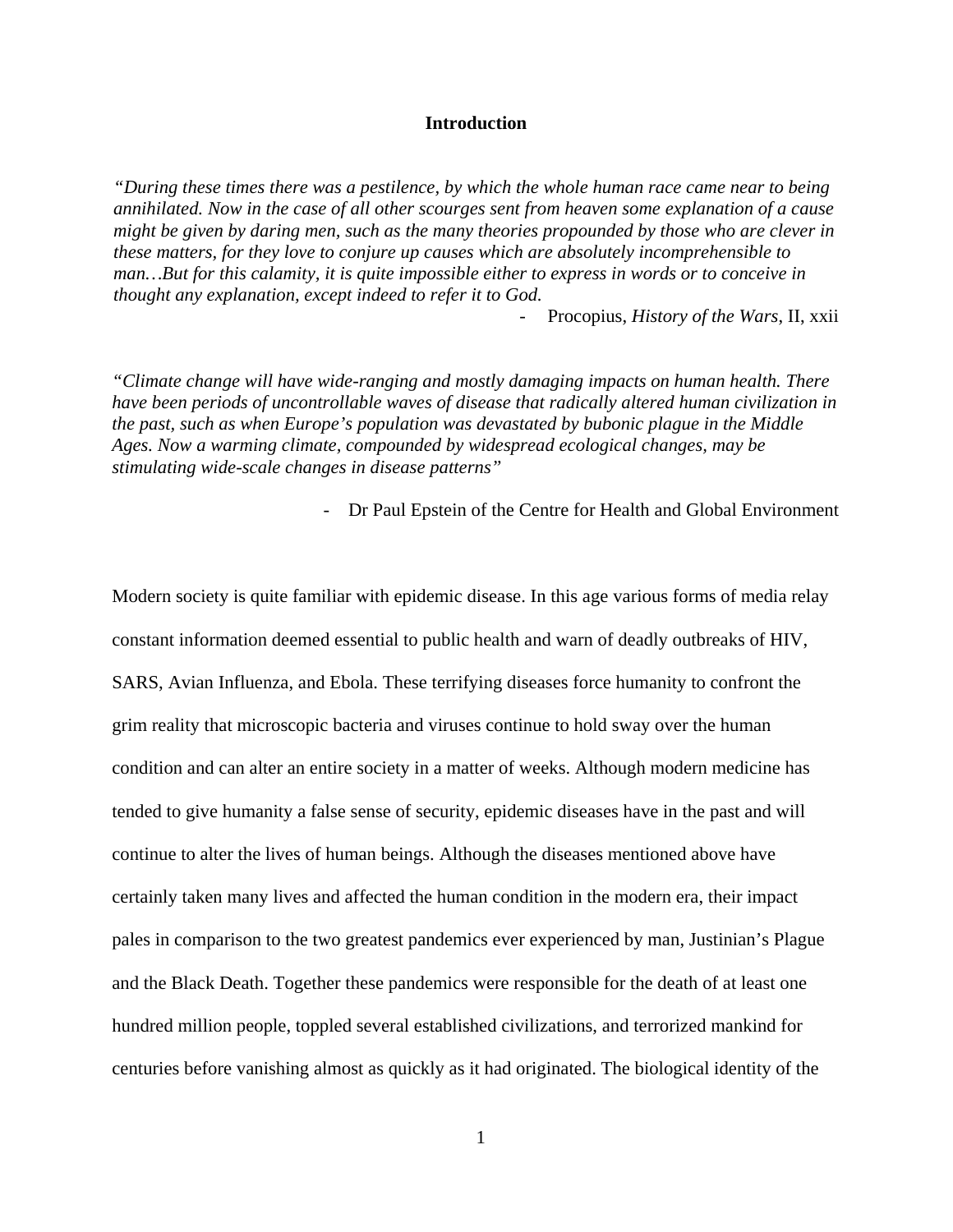# Introduction

*"During these times there was a pestilence, by which the whole human race came near to being annihilated. Now in the case of all other scourges sent from heaven some explanation of a cause might be given by daring men, such as the many theories propounded by those who are clever in these matters, for they love to conjure up causes which are absolutely incomprehensible to man…But for this calamity, it is quite impossible either to express in words or to conceive in thought any explanation, except indeed to refer it to God.*

- Procopius, *History of the Wars*, II, xxii

*"Climate change will have wide-ranging and mostly damaging impacts on human health. There have been periods of uncontrollable waves of disease that radically altered human civilization in the past, such as when Europe's population was devastated by bubonic plague in the Middle Ages. Now a warming climate, compounded by widespread ecological changes, may be stimulating wide-scale changes in disease patterns"*

- Dr Paul Epstein of the Centre for Health and Global Environment

Modern society is quite familiar with epidemic disease. In this age various forms of media relay constant information deemed essential to public health and warn of deadly outbreaks of HIV, SARS, Avian Influenza, and Ebola. These terrifying diseases force humanity to confront the grim reality that microscopic bacteria and viruses continue to hold sway over the human condition and can alter an entire society in a matter of weeks. Although modern medicine has tended to give humanity a false sense of security, epidemic diseases have in the past and will continue to alter the lives of human beings. Although the diseases mentioned above have certainly taken many lives and affected the human condition in the modern era, their impact pales in comparison to the two greatest pandemics ever experienced by man, Justinian's Plague and the Black Death. Together these pandemics were responsible for the death of at least one hundred million people, toppled several established civilizations, and terrorized mankind for centuries before vanishing almost as quickly as it had originated. The biological identity of the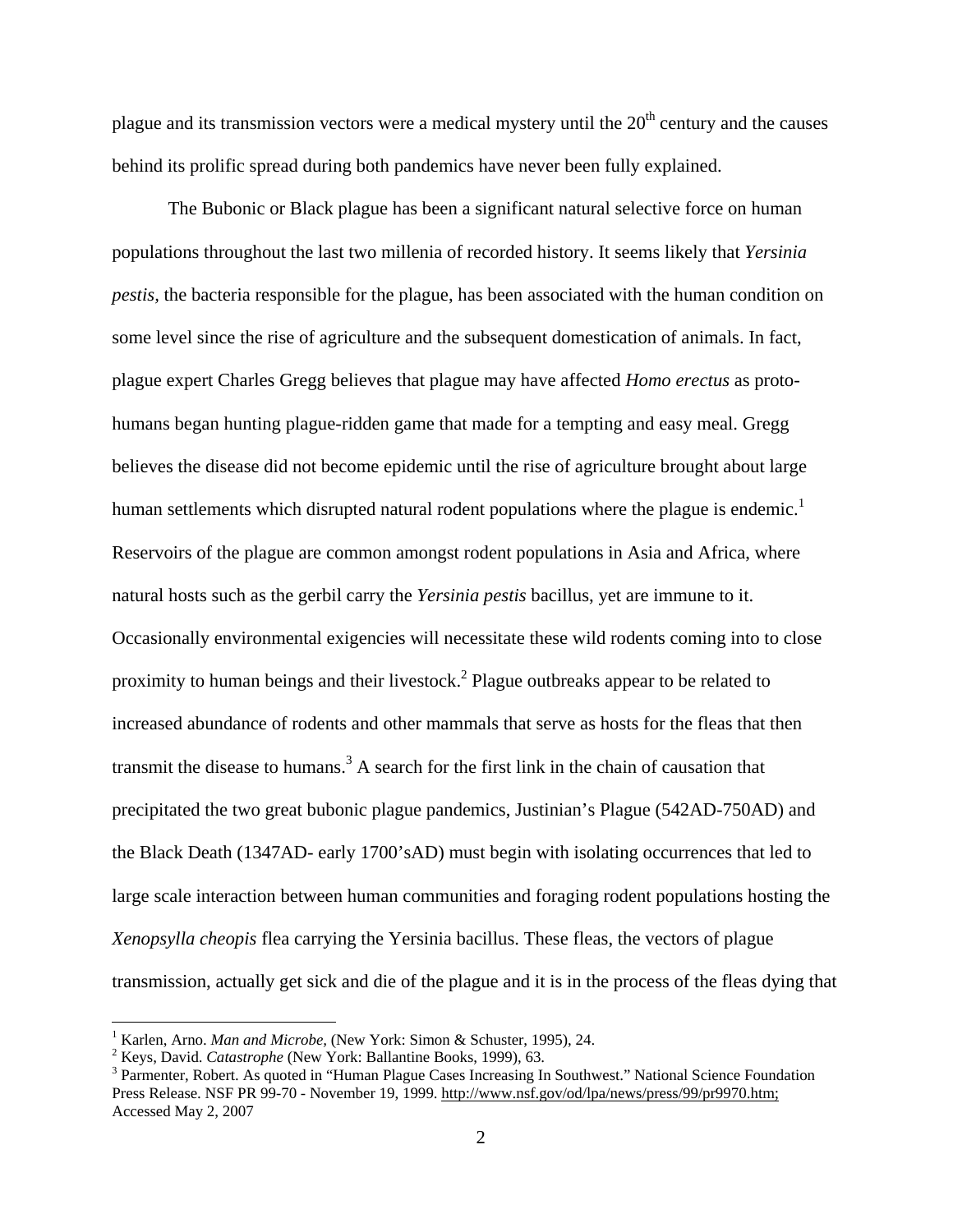plague and its transmission vectors were a medical mystery until the 20th century and the causes behind its prolific spread during both pandemics have never been fully explained.

The Bubonic or Black plague has been a significant natural selective force on human populations throughout the last two millenia of recorded history. It seems likely that *Yersinia pestis*, the bacteria responsible for the plague, has been associated with the human condition on some level since the rise of agriculture and the subsequent domestication of animals. In fact, plague expert Charles Gregg believes that plague may have affected *Homo erectus* as proto-humans began hunting plague-ridden game that made for a tempting and easy meal. Gregg believes the disease did not become epidemic until the rise of agriculture brought about large human settlements which disrupted natural rodent populations where the plague is endemic.[1] Reservoirs of the plague are common amongst rodent populations in Asia and Africa, where natural hosts such as the gerbil carry the *Yersinia pestis* bacillus, yet are immune to it. Occasionally environmental exigencies will necessitate these wild rodents coming into to close proximity to human beings and their livestock.[2] Plague outbreaks appear to be related to increased abundance of rodents and other mammals that serve as hosts for the fleas that then transmit the disease to humans.[3] A search for the first link in the chain of causation that precipitated the two great bubonic plague pandemics, Justinian's Plague (542AD-750AD) and the Black Death (1347AD- early 1700'sAD) must begin with isolating occurrences that led to large scale interaction between human communities and foraging rodent populations hosting the *Xenopsylla cheopis* flea carrying the Yersinia bacillus. These fleas, the vectors of plague transmission, actually get sick and die of the plague and it is in the process of the fleas dying that

---

[1] Karlen, Arno. *Man and Microbe*, (New York: Simon & Schuster, 1995), 24.

[2] Keys, David. *Catastrophe* (New York: Ballantine Books, 1999), 63.

[3] Parmenter, Robert. As quoted in "Human Plague Cases Increasing In Southwest." National Science Foundation Press Release. NSF PR 99-70 - November 19, 1999. http://www.nsf.gov/od/lpa/news/press/99/pr9970.htm; Accessed May 2, 2007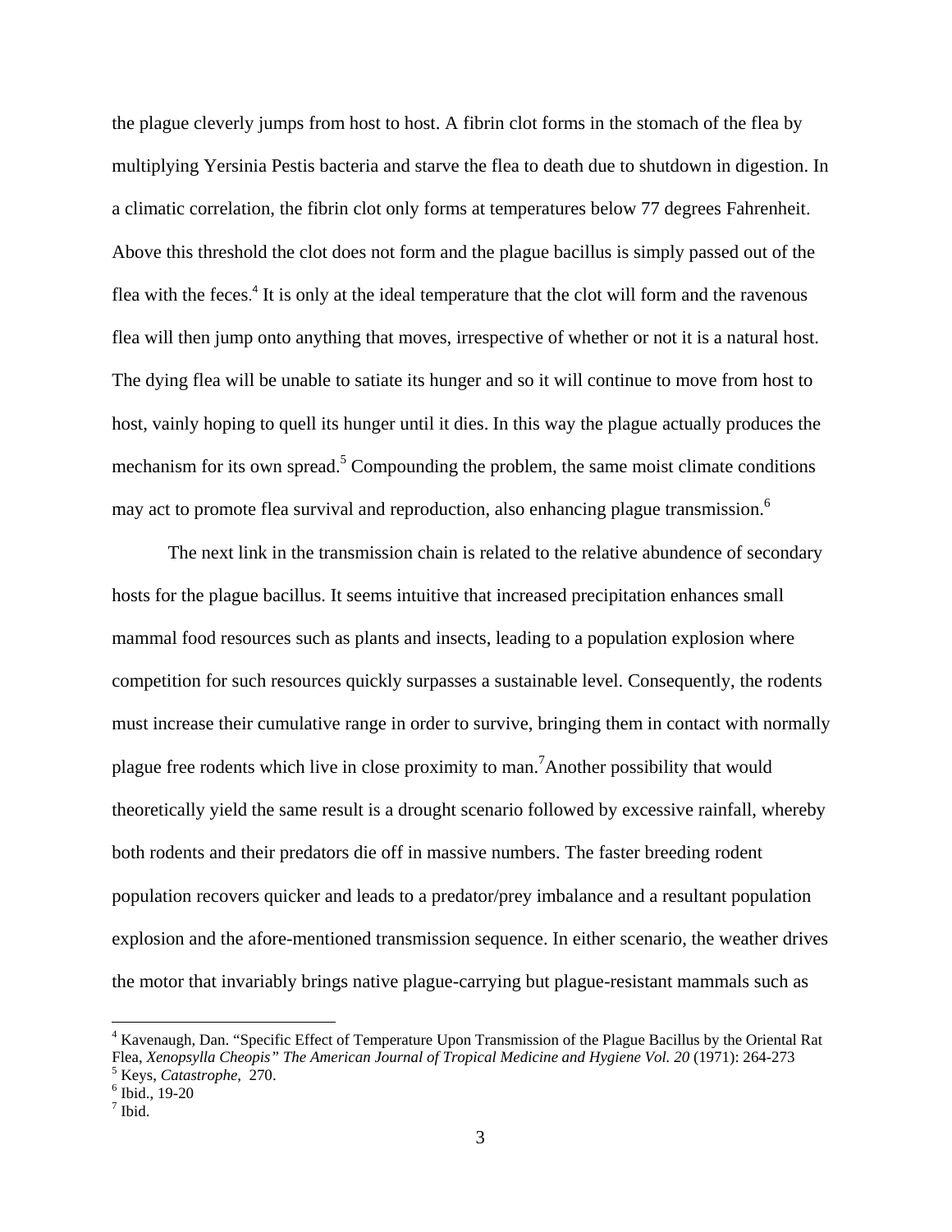the plague cleverly jumps from host to host. A fibrin clot forms in the stomach of the flea by multiplying Yersinia Pestis bacteria and starve the flea to death due to shutdown in digestion. In a climatic correlation, the fibrin clot only forms at temperatures below 77 degrees Fahrenheit. Above this threshold the clot does not form and the plague bacillus is simply passed out of the flea with the feces.[4] It is only at the ideal temperature that the clot will form and the ravenous flea will then jump onto anything that moves, irrespective of whether or not it is a natural host. The dying flea will be unable to satiate its hunger and so it will continue to move from host to host, vainly hoping to quell its hunger until it dies. In this way the plague actually produces the mechanism for its own spread.[5] Compounding the problem, the same moist climate conditions may act to promote flea survival and reproduction, also enhancing plague transmission.[6]

The next link in the transmission chain is related to the relative abundence of secondary hosts for the plague bacillus. It seems intuitive that increased precipitation enhances small mammal food resources such as plants and insects, leading to a population explosion where competition for such resources quickly surpasses a sustainable level. Consequently, the rodents must increase their cumulative range in order to survive, bringing them in contact with normally plague free rodents which live in close proximity to man.[7]Another possibility that would theoretically yield the same result is a drought scenario followed by excessive rainfall, whereby both rodents and their predators die off in massive numbers. The faster breeding rodent population recovers quicker and leads to a predator/prey imbalance and a resultant population explosion and the afore-mentioned transmission sequence. In either scenario, the weather drives the motor that invariably brings native plague-carrying but plague-resistant mammals such as

---

[4] Kavenaugh, Dan. "Specific Effect of Temperature Upon Transmission of the Plague Bacillus by the Oriental Rat Flea, *Xenopsylla Cheopis" The American Journal of Tropical Medicine and Hygiene Vol. 20* (1971): 264-273

[5] Keys, *Catastrophe*, 270.

[6] Ibid., 19-20

[7] Ibid.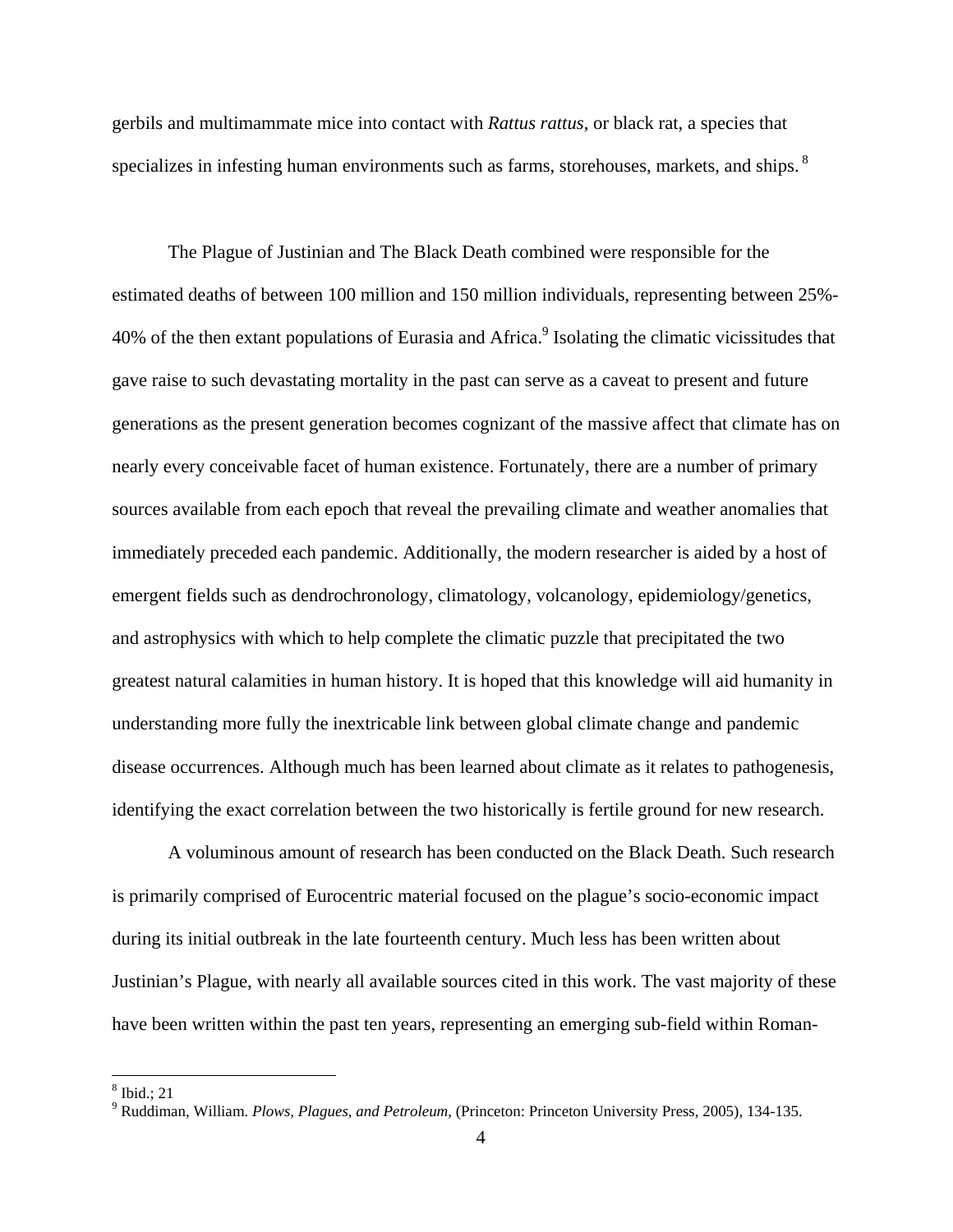gerbils and multimammate mice into contact with *Rattus rattus*, or black rat, a species that specializes in infesting human environments such as farms, storehouses, markets, and ships.[8]

The Plague of Justinian and The Black Death combined were responsible for the estimated deaths of between 100 million and 150 million individuals, representing between 25%-40% of the then extant populations of Eurasia and Africa.[9] Isolating the climatic vicissitudes that gave raise to such devastating mortality in the past can serve as a caveat to present and future generations as the present generation becomes cognizant of the massive affect that climate has on nearly every conceivable facet of human existence. Fortunately, there are a number of primary sources available from each epoch that reveal the prevailing climate and weather anomalies that immediately preceded each pandemic. Additionally, the modern researcher is aided by a host of emergent fields such as dendrochronology, climatology, volcanology, epidemiology/genetics, and astrophysics with which to help complete the climatic puzzle that precipitated the two greatest natural calamities in human history. It is hoped that this knowledge will aid humanity in understanding more fully the inextricable link between global climate change and pandemic disease occurrences. Although much has been learned about climate as it relates to pathogenesis, identifying the exact correlation between the two historically is fertile ground for new research.

A voluminous amount of research has been conducted on the Black Death. Such research is primarily comprised of Eurocentric material focused on the plague's socio-economic impact during its initial outbreak in the late fourteenth century. Much less has been written about Justinian's Plague, with nearly all available sources cited in this work. The vast majority of these have been written within the past ten years, representing an emerging sub-field within Roman-

---

[8] Ibid.; 21

[9] Ruddiman, William. *Plows, Plagues, and Petroleum,* (Princeton: Princeton University Press, 2005), 134-135.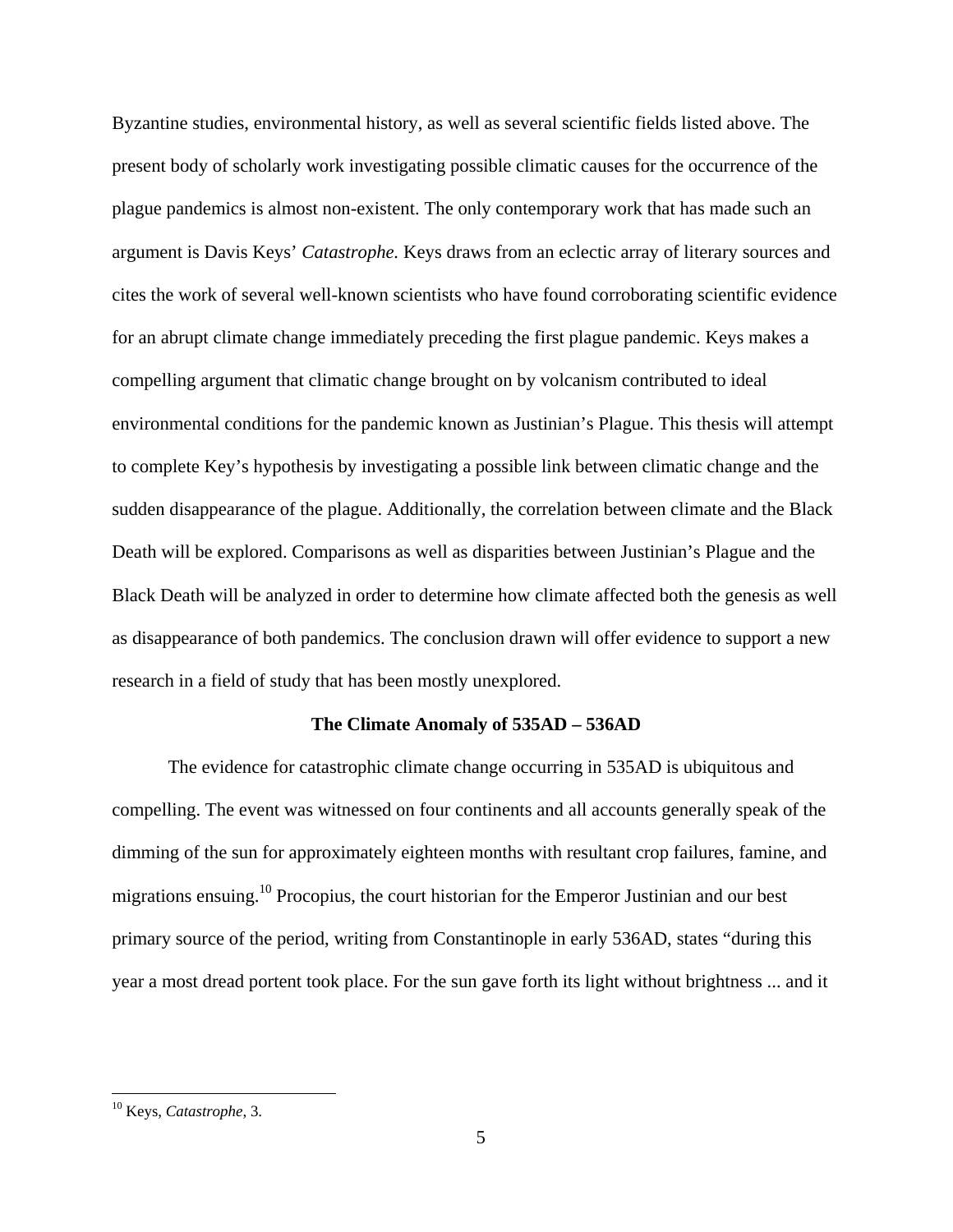Byzantine studies, environmental history, as well as several scientific fields listed above. The present body of scholarly work investigating possible climatic causes for the occurrence of the plague pandemics is almost non-existent. The only contemporary work that has made such an argument is Davis Keys' *Catastrophe.* Keys draws from an eclectic array of literary sources and cites the work of several well-known scientists who have found corroborating scientific evidence for an abrupt climate change immediately preceding the first plague pandemic. Keys makes a compelling argument that climatic change brought on by volcanism contributed to ideal environmental conditions for the pandemic known as Justinian's Plague. This thesis will attempt to complete Key's hypothesis by investigating a possible link between climatic change and the sudden disappearance of the plague. Additionally, the correlation between climate and the Black Death will be explored. Comparisons as well as disparities between Justinian's Plague and the Black Death will be analyzed in order to determine how climate affected both the genesis as well as disappearance of both pandemics. The conclusion drawn will offer evidence to support a new research in a field of study that has been mostly unexplored.

## The Climate Anomaly of 535AD – 536AD

The evidence for catastrophic climate change occurring in 535AD is ubiquitous and compelling. The event was witnessed on four continents and all accounts generally speak of the dimming of the sun for approximately eighteen months with resultant crop failures, famine, and migrations ensuing.[10] Procopius, the court historian for the Emperor Justinian and our best primary source of the period, writing from Constantinople in early 536AD, states "during this year a most dread portent took place. For the sun gave forth its light without brightness ... and it

[10] Keys, *Catastrophe*, 3.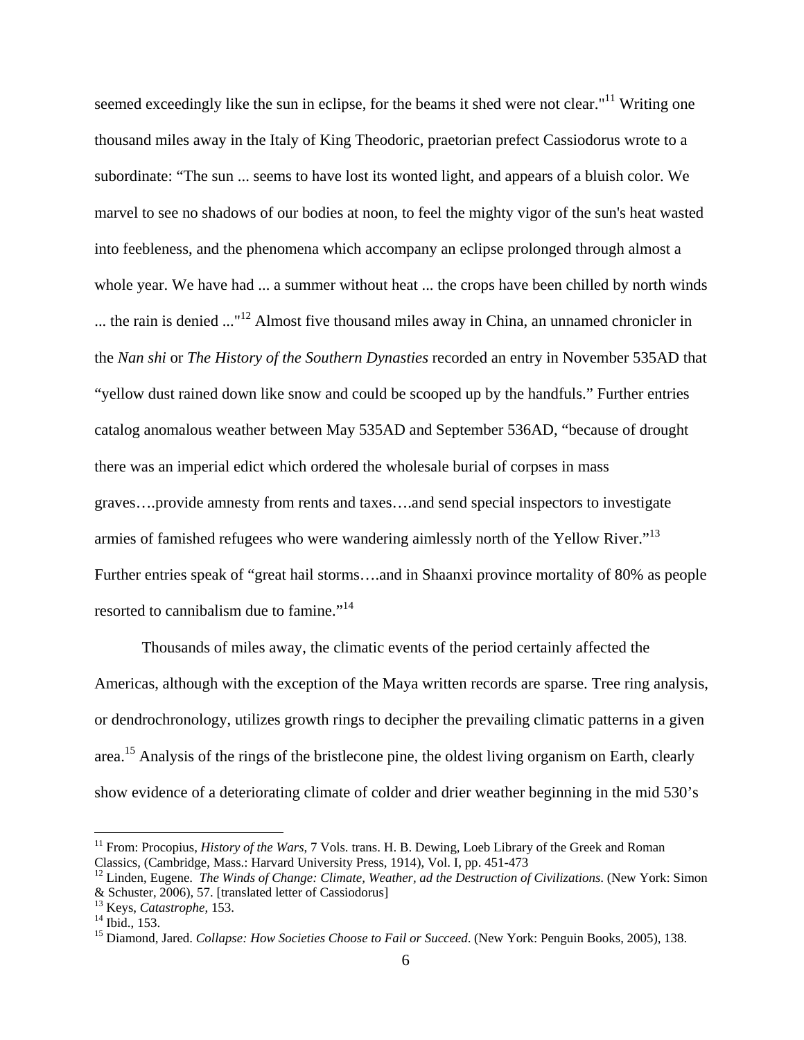seemed exceedingly like the sun in eclipse, for the beams it shed were not clear."[11] Writing one thousand miles away in the Italy of King Theodoric, praetorian prefect Cassiodorus wrote to a subordinate: "The sun ... seems to have lost its wonted light, and appears of a bluish color. We marvel to see no shadows of our bodies at noon, to feel the mighty vigor of the sun's heat wasted into feebleness, and the phenomena which accompany an eclipse prolonged through almost a whole year. We have had ... a summer without heat ... the crops have been chilled by north winds ... the rain is denied ..."[12] Almost five thousand miles away in China, an unnamed chronicler in the *Nan shi* or *The History of the Southern Dynasties* recorded an entry in November 535AD that "yellow dust rained down like snow and could be scooped up by the handfuls." Further entries catalog anomalous weather between May 535AD and September 536AD, "because of drought there was an imperial edict which ordered the wholesale burial of corpses in mass graves….provide amnesty from rents and taxes….and send special inspectors to investigate armies of famished refugees who were wandering aimlessly north of the Yellow River."[13] Further entries speak of "great hail storms….and in Shaanxi province mortality of 80% as people resorted to cannibalism due to famine."[14]

Thousands of miles away, the climatic events of the period certainly affected the Americas, although with the exception of the Maya written records are sparse. Tree ring analysis, or dendrochronology, utilizes growth rings to decipher the prevailing climatic patterns in a given area.[15] Analysis of the rings of the bristlecone pine, the oldest living organism on Earth, clearly show evidence of a deteriorating climate of colder and drier weather beginning in the mid 530's

---

[11] From: Procopius, *History of the Wars*, 7 Vols. trans. H. B. Dewing, Loeb Library of the Greek and Roman Classics, (Cambridge, Mass.: Harvard University Press, 1914), Vol. I, pp. 451-473

[12] Linden, Eugene. *The Winds of Change: Climate, Weather, ad the Destruction of Civilizations*. (New York: Simon & Schuster, 2006), 57. [translated letter of Cassiodorus]

[13] Keys, *Catastrophe*, 153.

[14] Ibid., 153.

[15] Diamond, Jared. *Collapse: How Societies Choose to Fail or Succeed*. (New York: Penguin Books, 2005), 138.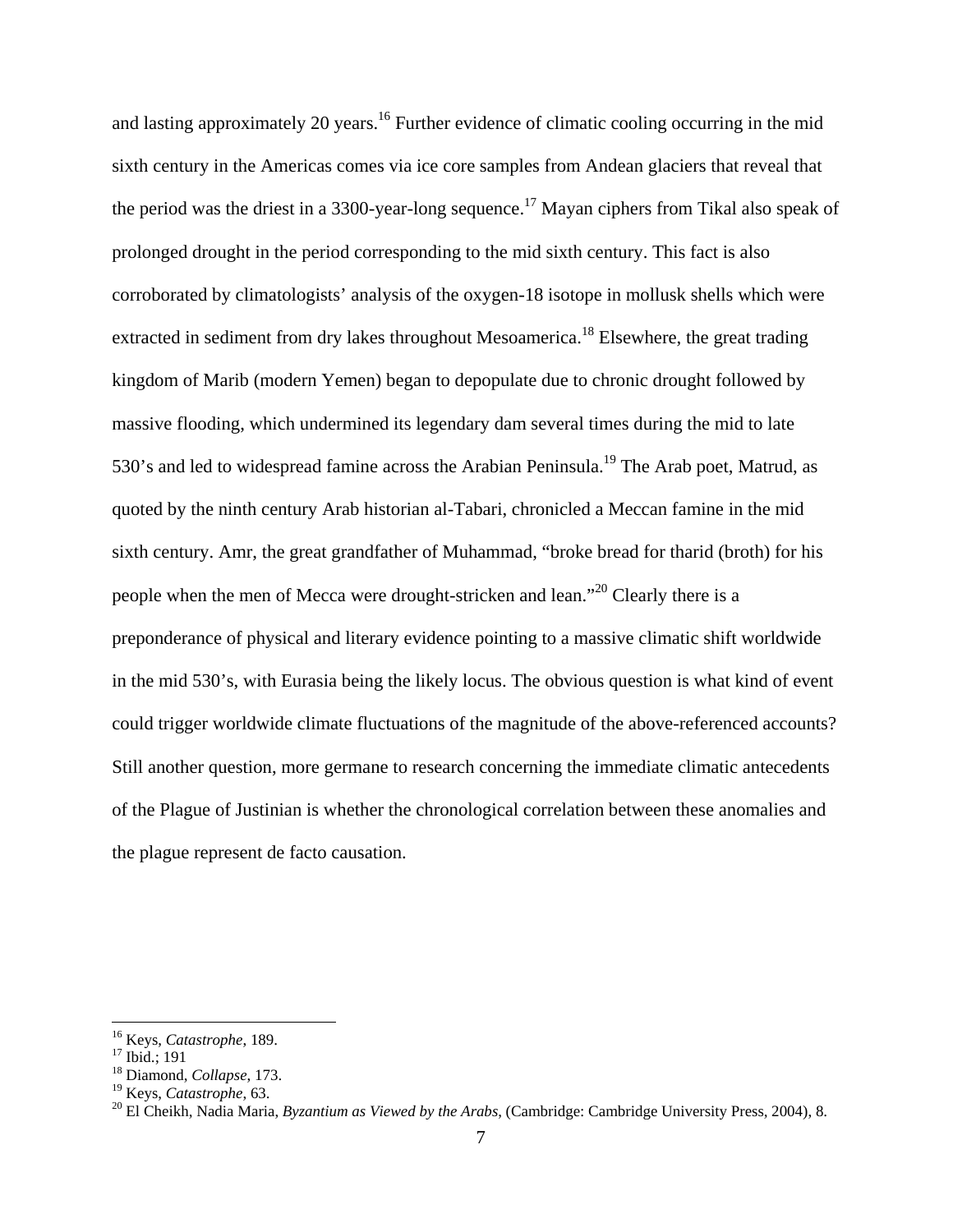and lasting approximately 20 years.[16] Further evidence of climatic cooling occurring in the mid sixth century in the Americas comes via ice core samples from Andean glaciers that reveal that the period was the driest in a 3300-year-long sequence.[17] Mayan ciphers from Tikal also speak of prolonged drought in the period corresponding to the mid sixth century. This fact is also corroborated by climatologists' analysis of the oxygen-18 isotope in mollusk shells which were extracted in sediment from dry lakes throughout Mesoamerica.[18] Elsewhere, the great trading kingdom of Marib (modern Yemen) began to depopulate due to chronic drought followed by massive flooding, which undermined its legendary dam several times during the mid to late 530's and led to widespread famine across the Arabian Peninsula.[19] The Arab poet, Matrud, as quoted by the ninth century Arab historian al-Tabari, chronicled a Meccan famine in the mid sixth century. Amr, the great grandfather of Muhammad, "broke bread for tharid (broth) for his people when the men of Mecca were drought-stricken and lean."[20] Clearly there is a preponderance of physical and literary evidence pointing to a massive climatic shift worldwide in the mid 530's, with Eurasia being the likely locus. The obvious question is what kind of event could trigger worldwide climate fluctuations of the magnitude of the above-referenced accounts? Still another question, more germane to research concerning the immediate climatic antecedents of the Plague of Justinian is whether the chronological correlation between these anomalies and the plague represent de facto causation.

---

[16] Keys, *Catastrophe*, 189.
[17] Ibid.; 191
[18] Diamond, *Collapse*, 173.
[19] Keys, *Catastrophe*, 63.
[20] El Cheikh, Nadia Maria, *Byzantium as Viewed by the Arabs*, (Cambridge: Cambridge University Press, 2004), 8.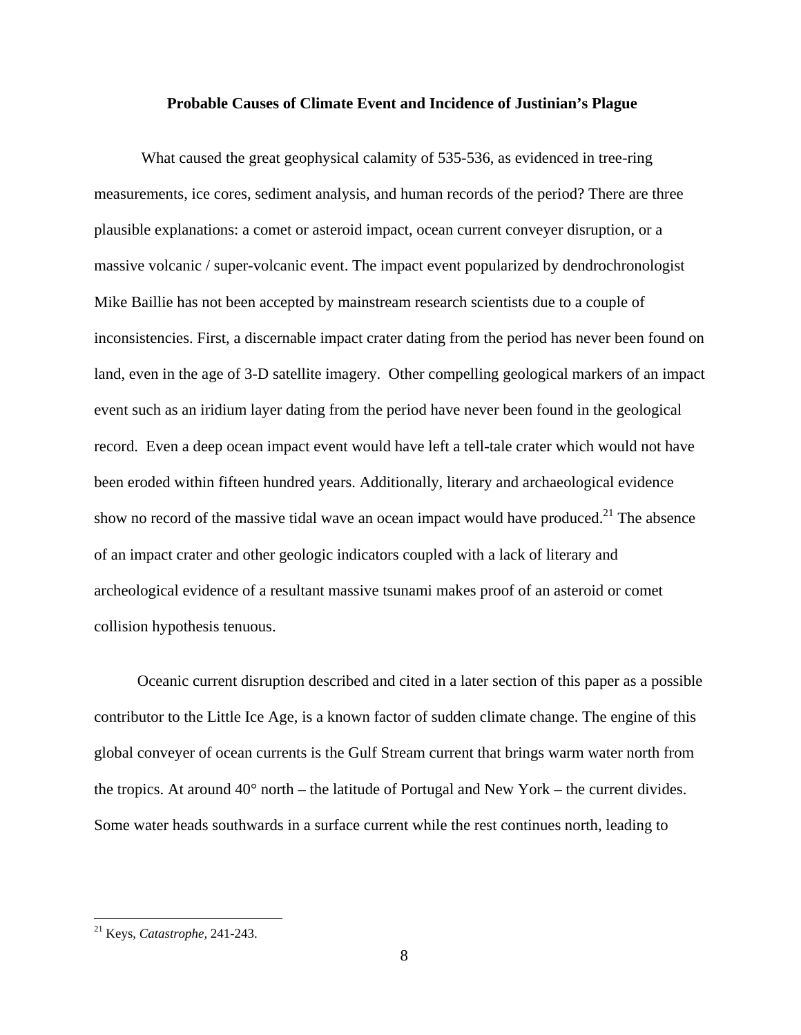**Probable Causes of Climate Event and Incidence of Justinian's Plague**

What caused the great geophysical calamity of 535-536, as evidenced in tree-ring measurements, ice cores, sediment analysis, and human records of the period? There are three plausible explanations: a comet or asteroid impact, ocean current conveyer disruption, or a massive volcanic / super-volcanic event. The impact event popularized by dendrochronologist Mike Baillie has not been accepted by mainstream research scientists due to a couple of inconsistencies. First, a discernable impact crater dating from the period has never been found on land, even in the age of 3-D satellite imagery. Other compelling geological markers of an impact event such as an iridium layer dating from the period have never been found in the geological record. Even a deep ocean impact event would have left a tell-tale crater which would not have been eroded within fifteen hundred years. Additionally, literary and archaeological evidence show no record of the massive tidal wave an ocean impact would have produced.[21] The absence of an impact crater and other geologic indicators coupled with a lack of literary and archeological evidence of a resultant massive tsunami makes proof of an asteroid or comet collision hypothesis tenuous.

Oceanic current disruption described and cited in a later section of this paper as a possible contributor to the Little Ice Age, is a known factor of sudden climate change. The engine of this global conveyer of ocean currents is the Gulf Stream current that brings warm water north from the tropics. At around 40° north – the latitude of Portugal and New York – the current divides. Some water heads southwards in a surface current while the rest continues north, leading to

[21] Keys, *Catastrophe,* 241-243.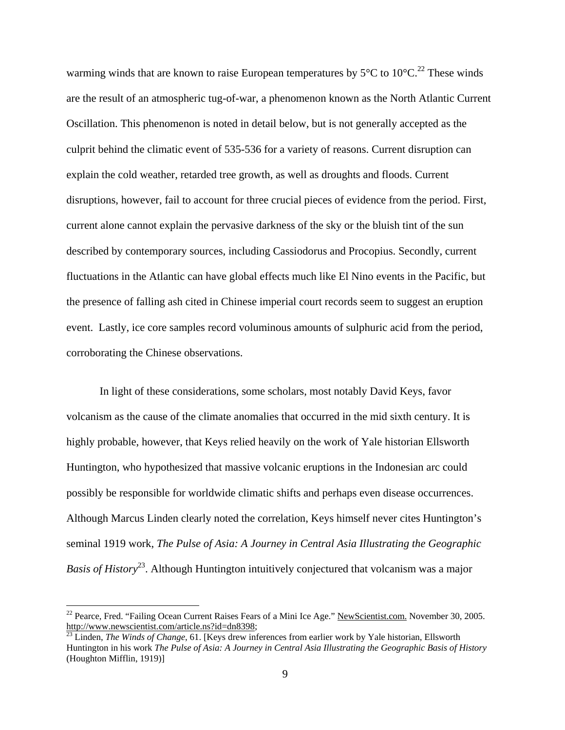warming winds that are known to raise European temperatures by 5°C to 10°C.[22] These winds are the result of an atmospheric tug-of-war, a phenomenon known as the North Atlantic Current Oscillation. This phenomenon is noted in detail below, but is not generally accepted as the culprit behind the climatic event of 535-536 for a variety of reasons. Current disruption can explain the cold weather, retarded tree growth, as well as droughts and floods. Current disruptions, however, fail to account for three crucial pieces of evidence from the period. First, current alone cannot explain the pervasive darkness of the sky or the bluish tint of the sun described by contemporary sources, including Cassiodorus and Procopius. Secondly, current fluctuations in the Atlantic can have global effects much like El Nino events in the Pacific, but the presence of falling ash cited in Chinese imperial court records seem to suggest an eruption event. Lastly, ice core samples record voluminous amounts of sulphuric acid from the period, corroborating the Chinese observations.

In light of these considerations, some scholars, most notably David Keys, favor volcanism as the cause of the climate anomalies that occurred in the mid sixth century. It is highly probable, however, that Keys relied heavily on the work of Yale historian Ellsworth Huntington, who hypothesized that massive volcanic eruptions in the Indonesian arc could possibly be responsible for worldwide climatic shifts and perhaps even disease occurrences. Although Marcus Linden clearly noted the correlation, Keys himself never cites Huntington's seminal 1919 work, *The Pulse of Asia: A Journey in Central Asia Illustrating the Geographic Basis of History*[23]. Although Huntington intuitively conjectured that volcanism was a major

---

[22] Pearce, Fred. "Failing Ocean Current Raises Fears of a Mini Ice Age." NewScientist.com. November 30, 2005. http://www.newscientist.com/article.ns?id=dn8398;

[23] Linden, *The Winds of Change*, 61. [Keys drew inferences from earlier work by Yale historian, Ellsworth Huntington in his work *The Pulse of Asia: A Journey in Central Asia Illustrating the Geographic Basis of History* (Houghton Mifflin, 1919)]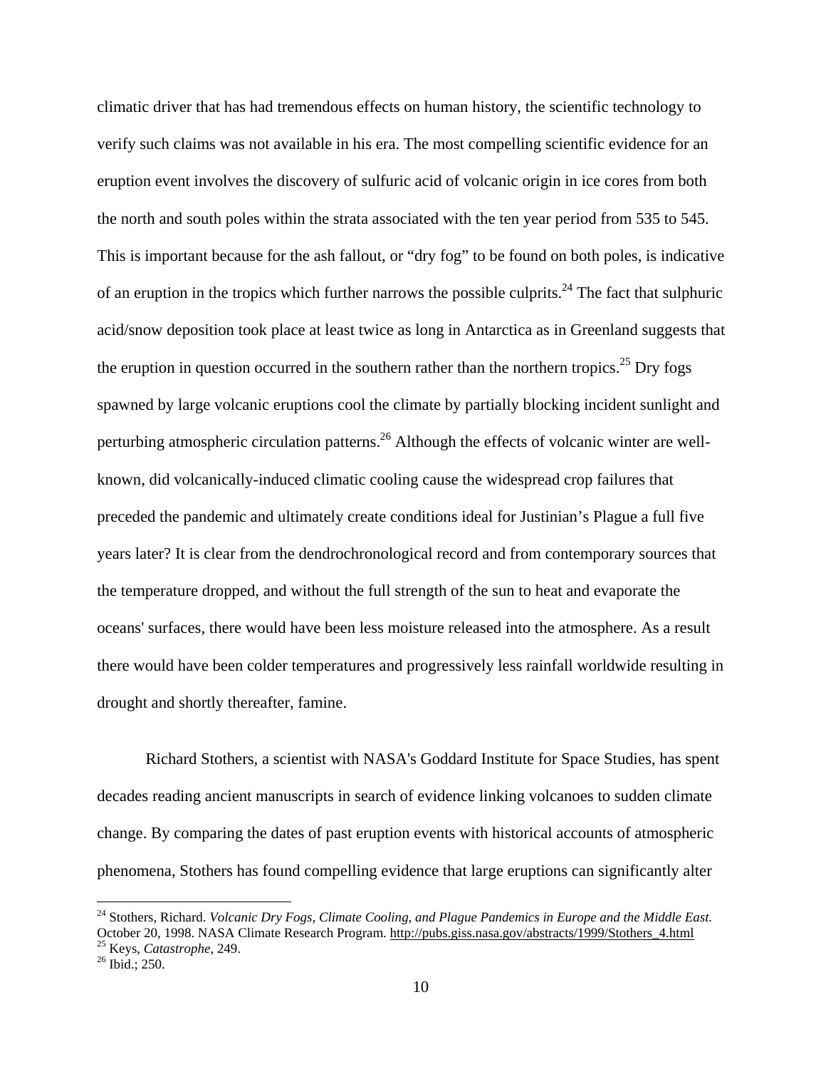climatic driver that has had tremendous effects on human history, the scientific technology to verify such claims was not available in his era. The most compelling scientific evidence for an eruption event involves the discovery of sulfuric acid of volcanic origin in ice cores from both the north and south poles within the strata associated with the ten year period from 535 to 545. This is important because for the ash fallout, or "dry fog" to be found on both poles, is indicative of an eruption in the tropics which further narrows the possible culprits.[24] The fact that sulphuric acid/snow deposition took place at least twice as long in Antarctica as in Greenland suggests that the eruption in question occurred in the southern rather than the northern tropics.[25] Dry fogs spawned by large volcanic eruptions cool the climate by partially blocking incident sunlight and perturbing atmospheric circulation patterns.[26] Although the effects of volcanic winter are well-known, did volcanically-induced climatic cooling cause the widespread crop failures that preceded the pandemic and ultimately create conditions ideal for Justinian's Plague a full five years later? It is clear from the dendrochronological record and from contemporary sources that the temperature dropped, and without the full strength of the sun to heat and evaporate the oceans' surfaces, there would have been less moisture released into the atmosphere. As a result there would have been colder temperatures and progressively less rainfall worldwide resulting in drought and shortly thereafter, famine.

Richard Stothers, a scientist with NASA's Goddard Institute for Space Studies, has spent decades reading ancient manuscripts in search of evidence linking volcanoes to sudden climate change. By comparing the dates of past eruption events with historical accounts of atmospheric phenomena, Stothers has found compelling evidence that large eruptions can significantly alter

---

[24] Stothers, Richard. *Volcanic Dry Fogs, Climate Cooling, and Plague Pandemics in Europe and the Middle East.* October 20, 1998. NASA Climate Research Program. http://pubs.giss.nasa.gov/abstracts/1999/Stothers_4.html

[25] Keys, *Catastrophe*, 249.

[26] Ibid.; 250.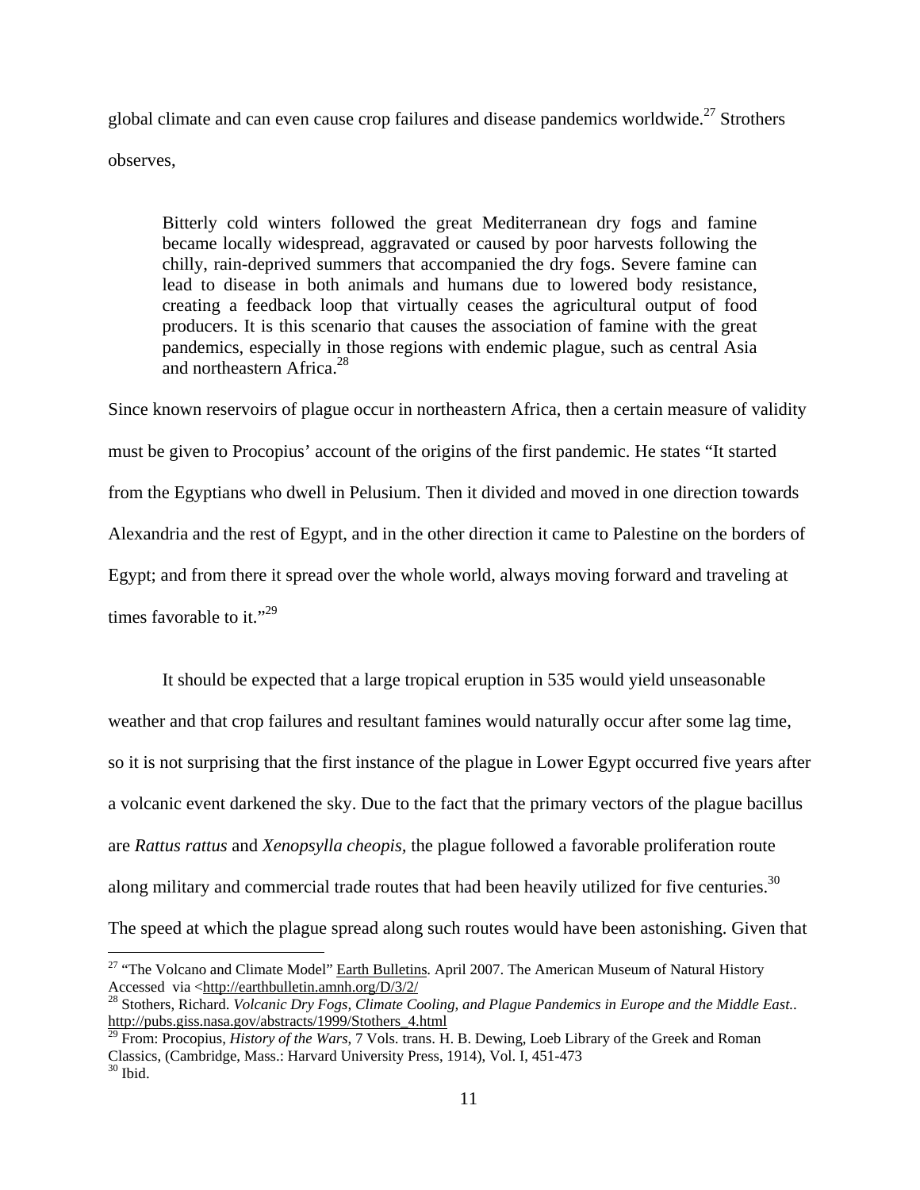global climate and can even cause crop failures and disease pandemics worldwide.[27] Strothers observes,

> Bitterly cold winters followed the great Mediterranean dry fogs and famine became locally widespread, aggravated or caused by poor harvests following the chilly, rain-deprived summers that accompanied the dry fogs. Severe famine can lead to disease in both animals and humans due to lowered body resistance, creating a feedback loop that virtually ceases the agricultural output of food producers. It is this scenario that causes the association of famine with the great pandemics, especially in those regions with endemic plague, such as central Asia and northeastern Africa.[28]

Since known reservoirs of plague occur in northeastern Africa, then a certain measure of validity must be given to Procopius' account of the origins of the first pandemic. He states "It started from the Egyptians who dwell in Pelusium. Then it divided and moved in one direction towards Alexandria and the rest of Egypt, and in the other direction it came to Palestine on the borders of Egypt; and from there it spread over the whole world, always moving forward and traveling at times favorable to it."[29]

It should be expected that a large tropical eruption in 535 would yield unseasonable weather and that crop failures and resultant famines would naturally occur after some lag time, so it is not surprising that the first instance of the plague in Lower Egypt occurred five years after a volcanic event darkened the sky. Due to the fact that the primary vectors of the plague bacillus are *Rattus rattus* and *Xenopsylla cheopis*, the plague followed a favorable proliferation route along military and commercial trade routes that had been heavily utilized for five centuries.[30] The speed at which the plague spread along such routes would have been astonishing. Given that

---

[27] "The Volcano and Climate Model" Earth Bulletins. April 2007. The American Museum of Natural History Accessed via <http://earthbulletin.amnh.org/D/3/2/

[28] Stothers, Richard. *Volcanic Dry Fogs, Climate Cooling, and Plague Pandemics in Europe and the Middle East..* http://pubs.giss.nasa.gov/abstracts/1999/Stothers_4.html

[29] From: Procopius, *History of the Wars,* 7 Vols. trans. H. B. Dewing, Loeb Library of the Greek and Roman Classics, (Cambridge, Mass.: Harvard University Press, 1914), Vol. I, 451-473

[30] Ibid.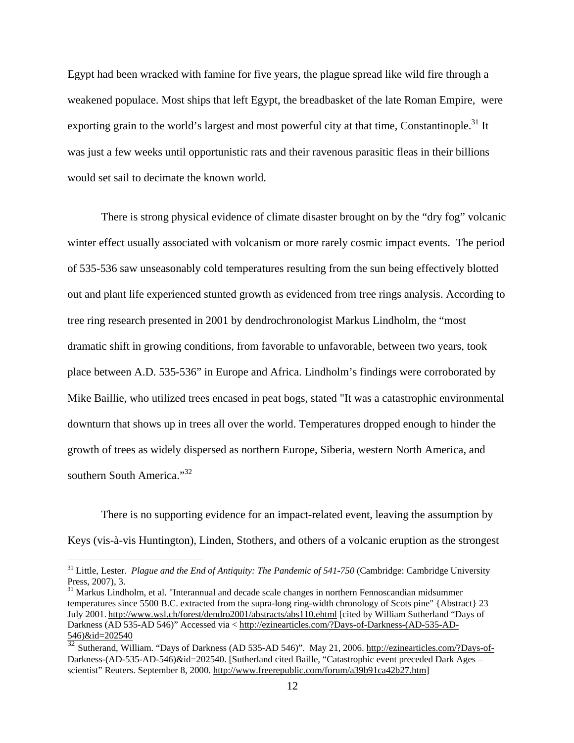Egypt had been wracked with famine for five years, the plague spread like wild fire through a weakened populace. Most ships that left Egypt, the breadbasket of the late Roman Empire, were exporting grain to the world's largest and most powerful city at that time, Constantinople.[31] It was just a few weeks until opportunistic rats and their ravenous parasitic fleas in their billions would set sail to decimate the known world.

There is strong physical evidence of climate disaster brought on by the "dry fog" volcanic winter effect usually associated with volcanism or more rarely cosmic impact events. The period of 535-536 saw unseasonably cold temperatures resulting from the sun being effectively blotted out and plant life experienced stunted growth as evidenced from tree rings analysis. According to tree ring research presented in 2001 by dendrochronologist Markus Lindholm, the "most dramatic shift in growing conditions, from favorable to unfavorable, between two years, took place between A.D. 535-536" in Europe and Africa. Lindholm's findings were corroborated by Mike Baillie, who utilized trees encased in peat bogs, stated "It was a catastrophic environmental downturn that shows up in trees all over the world. Temperatures dropped enough to hinder the growth of trees as widely dispersed as northern Europe, Siberia, western North America, and southern South America."[32]

There is no supporting evidence for an impact-related event, leaving the assumption by Keys (vis-à-vis Huntington), Linden, Stothers, and others of a volcanic eruption as the strongest

---

[31] Little, Lester. *Plague and the End of Antiquity: The Pandemic of 541-750* (Cambridge: Cambridge University Press, 2007), 3.

[31] Markus Lindholm, et al. "Interannual and decade scale changes in northern Fennoscandian midsummer temperatures since 5500 B.C. extracted from the supra-long ring-width chronology of Scots pine" {Abstract} 23 July 2001. http://www.wsl.ch/forest/dendro2001/abstracts/abs110.ehtml [cited by William Sutherland "Days of Darkness (AD 535-AD 546)" Accessed via < http://ezinearticles.com/?Days-of-Darkness-(AD-535-AD-546)&id=202540

[32] Sutherand, William. "Days of Darkness (AD 535-AD 546)". May 21, 2006. http://ezinearticles.com/?Days-of-Darkness-(AD-535-AD-546)&id=202540. [Sutherland cited Baille, "Catastrophic event preceded Dark Ages – scientist" Reuters. September 8, 2000. http://www.freerepublic.com/forum/a39b91ca42b27.htm]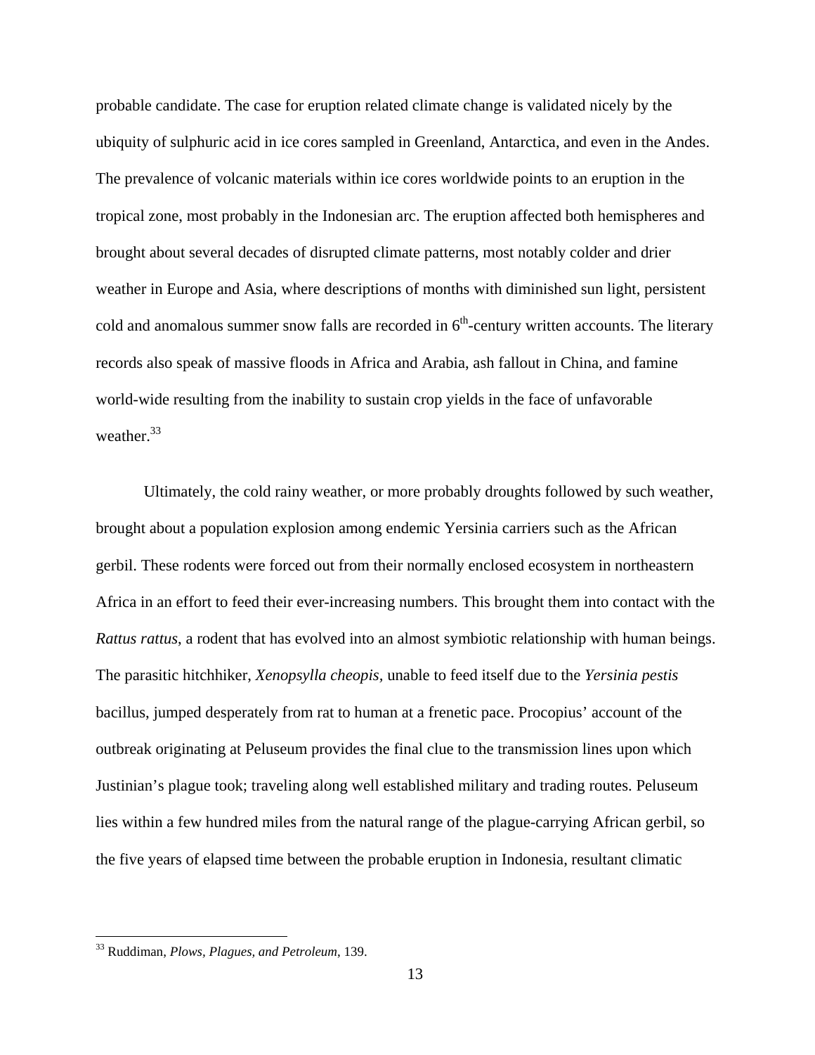probable candidate. The case for eruption related climate change is validated nicely by the ubiquity of sulphuric acid in ice cores sampled in Greenland, Antarctica, and even in the Andes. The prevalence of volcanic materials within ice cores worldwide points to an eruption in the tropical zone, most probably in the Indonesian arc. The eruption affected both hemispheres and brought about several decades of disrupted climate patterns, most notably colder and drier weather in Europe and Asia, where descriptions of months with diminished sun light, persistent cold and anomalous summer snow falls are recorded in 6th-century written accounts. The literary records also speak of massive floods in Africa and Arabia, ash fallout in China, and famine world-wide resulting from the inability to sustain crop yields in the face of unfavorable weather.[33]

Ultimately, the cold rainy weather, or more probably droughts followed by such weather, brought about a population explosion among endemic Yersinia carriers such as the African gerbil. These rodents were forced out from their normally enclosed ecosystem in northeastern Africa in an effort to feed their ever-increasing numbers. This brought them into contact with the *Rattus rattus*, a rodent that has evolved into an almost symbiotic relationship with human beings. The parasitic hitchhiker, *Xenopsylla cheopis*, unable to feed itself due to the *Yersinia pestis* bacillus, jumped desperately from rat to human at a frenetic pace. Procopius' account of the outbreak originating at Peluseum provides the final clue to the transmission lines upon which Justinian's plague took; traveling along well established military and trading routes. Peluseum lies within a few hundred miles from the natural range of the plague-carrying African gerbil, so the five years of elapsed time between the probable eruption in Indonesia, resultant climatic

[33] Ruddiman, *Plows, Plagues, and Petroleum*, 139.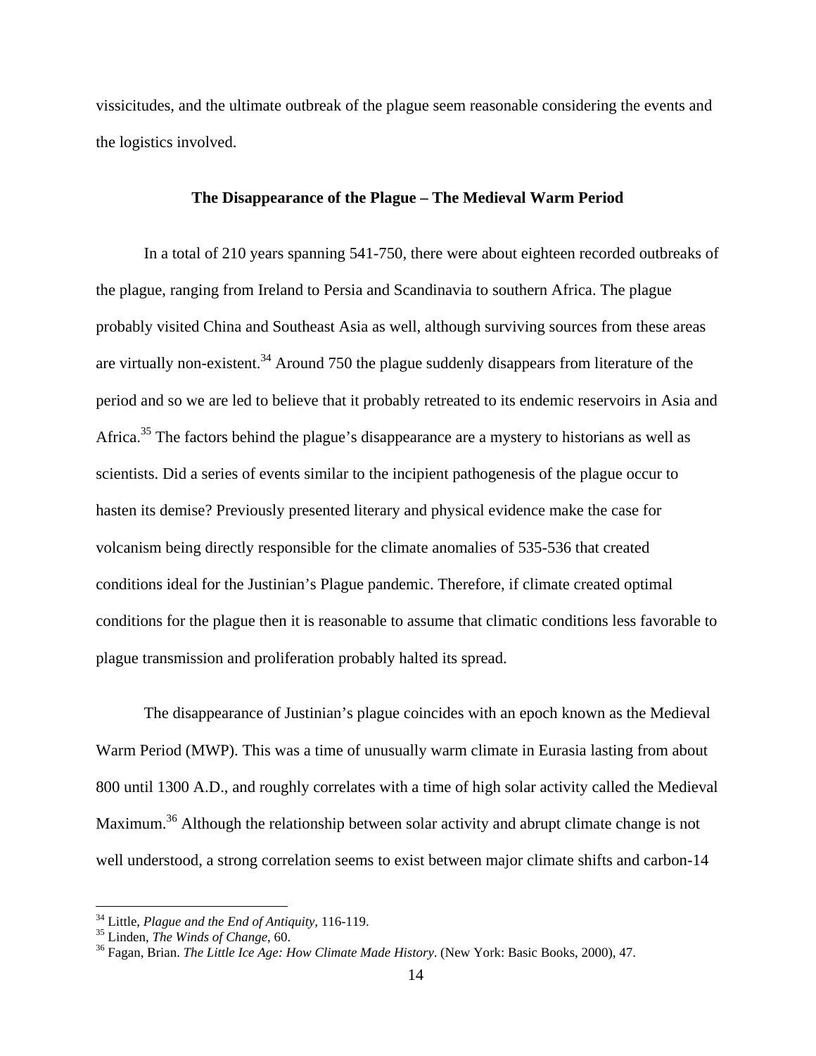vissicitudes, and the ultimate outbreak of the plague seem reasonable considering the events and the logistics involved.

## The Disappearance of the Plague – The Medieval Warm Period

In a total of 210 years spanning 541-750, there were about eighteen recorded outbreaks of the plague, ranging from Ireland to Persia and Scandinavia to southern Africa. The plague probably visited China and Southeast Asia as well, although surviving sources from these areas are virtually non-existent.[34] Around 750 the plague suddenly disappears from literature of the period and so we are led to believe that it probably retreated to its endemic reservoirs in Asia and Africa.[35] The factors behind the plague's disappearance are a mystery to historians as well as scientists. Did a series of events similar to the incipient pathogenesis of the plague occur to hasten its demise? Previously presented literary and physical evidence make the case for volcanism being directly responsible for the climate anomalies of 535-536 that created conditions ideal for the Justinian's Plague pandemic. Therefore, if climate created optimal conditions for the plague then it is reasonable to assume that climatic conditions less favorable to plague transmission and proliferation probably halted its spread.

The disappearance of Justinian's plague coincides with an epoch known as the Medieval Warm Period (MWP). This was a time of unusually warm climate in Eurasia lasting from about 800 until 1300 A.D., and roughly correlates with a time of high solar activity called the Medieval Maximum.[36] Although the relationship between solar activity and abrupt climate change is not well understood, a strong correlation seems to exist between major climate shifts and carbon-14

---

[34] Little, *Plague and the End of Antiquity*, 116-119.

[35] Linden, *The Winds of Change*, 60.

[36] Fagan, Brian. *The Little Ice Age: How Climate Made History*. (New York: Basic Books, 2000), 47.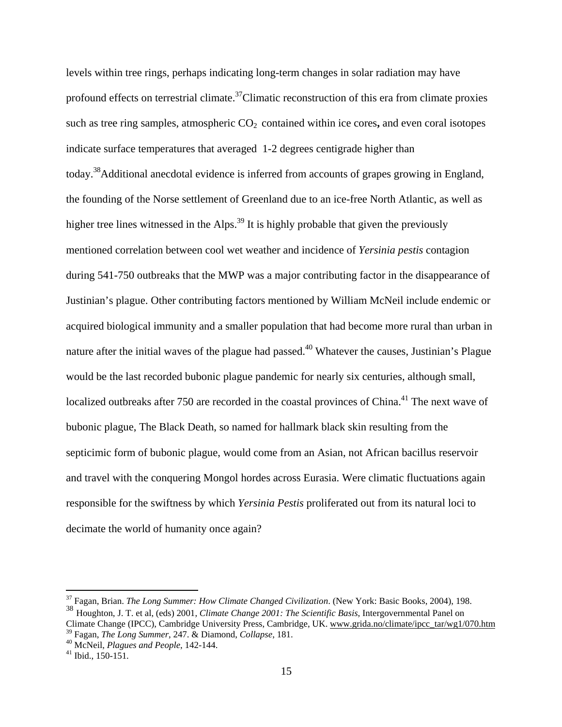levels within tree rings, perhaps indicating long-term changes in solar radiation may have profound effects on terrestrial climate.[37]Climatic reconstruction of this era from climate proxies such as tree ring samples, atmospheric $CO_2$ contained within ice cores**,** and even coral isotopes indicate surface temperatures that averaged 1-2 degrees centigrade higher than today.[38]Additional anecdotal evidence is inferred from accounts of grapes growing in England, the founding of the Norse settlement of Greenland due to an ice-free North Atlantic, as well as higher tree lines witnessed in the Alps.[39] It is highly probable that given the previously mentioned correlation between cool wet weather and incidence of *Yersinia pestis* contagion during 541-750 outbreaks that the MWP was a major contributing factor in the disappearance of Justinian's plague. Other contributing factors mentioned by William McNeil include endemic or acquired biological immunity and a smaller population that had become more rural than urban in nature after the initial waves of the plague had passed.[40] Whatever the causes, Justinian's Plague would be the last recorded bubonic plague pandemic for nearly six centuries, although small, localized outbreaks after 750 are recorded in the coastal provinces of China.[41] The next wave of bubonic plague, The Black Death, so named for hallmark black skin resulting from the septicimic form of bubonic plague, would come from an Asian, not African bacillus reservoir and travel with the conquering Mongol hordes across Eurasia. Were climatic fluctuations again responsible for the swiftness by which *Yersinia Pestis* proliferated out from its natural loci to decimate the world of humanity once again?

---

[37] Fagan, Brian. *The Long Summer: How Climate Changed Civilization*. (New York: Basic Books, 2004), 198.

[38] Houghton, J. T. et al, (eds) 2001, *Climate Change 2001: The Scientific Basis*, Intergovernmental Panel on Climate Change (IPCC), Cambridge University Press, Cambridge, UK. www.grida.no/climate/ipcc_tar/wg1/070.htm

[39] Fagan, *The Long Summer*, 247. & Diamond, *Collapse*, 181.

[40] McNeil, *Plagues and People*, 142-144.

[41] Ibid., 150-151.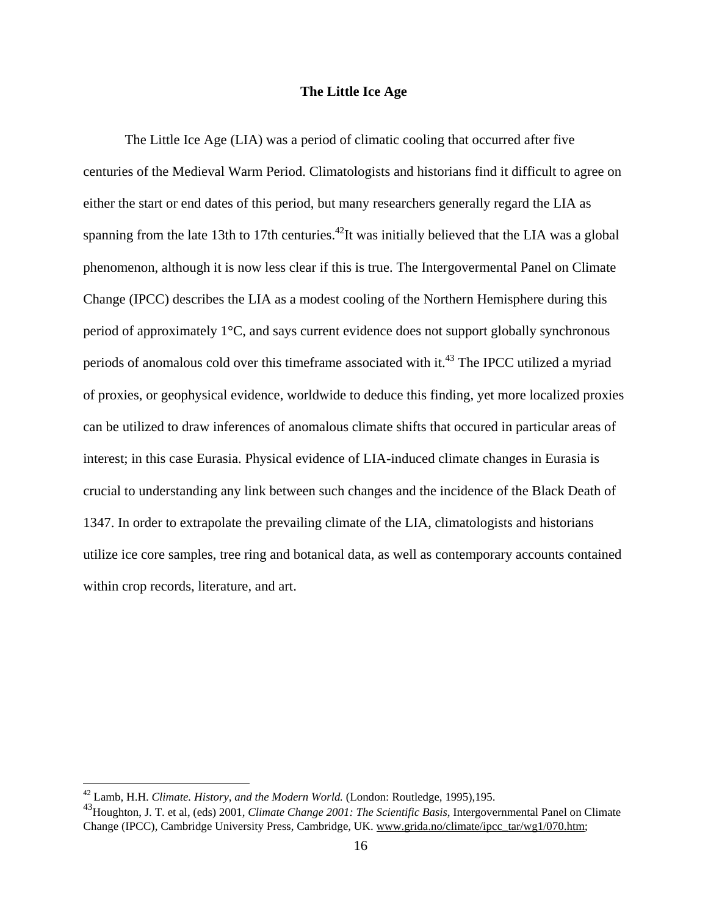## The Little Ice Age

The Little Ice Age (LIA) was a period of climatic cooling that occurred after five centuries of the Medieval Warm Period. Climatologists and historians find it difficult to agree on either the start or end dates of this period, but many researchers generally regard the LIA as spanning from the late 13th to 17th centuries.[42]It was initially believed that the LIA was a global phenomenon, although it is now less clear if this is true. The Intergovermental Panel on Climate Change (IPCC) describes the LIA as a modest cooling of the Northern Hemisphere during this period of approximately 1°C, and says current evidence does not support globally synchronous periods of anomalous cold over this timeframe associated with it.[43] The IPCC utilized a myriad of proxies, or geophysical evidence, worldwide to deduce this finding, yet more localized proxies can be utilized to draw inferences of anomalous climate shifts that occured in particular areas of interest; in this case Eurasia. Physical evidence of LIA-induced climate changes in Eurasia is crucial to understanding any link between such changes and the incidence of the Black Death of 1347. In order to extrapolate the prevailing climate of the LIA, climatologists and historians utilize ice core samples, tree ring and botanical data, as well as contemporary accounts contained within crop records, literature, and art.

---

[42] Lamb, H.H. *Climate. History, and the Modern World.* (London: Routledge, 1995),195.

[43] Houghton, J. T. et al, (eds) 2001, *Climate Change 2001: The Scientific Basis*, Intergovernmental Panel on Climate Change (IPCC), Cambridge University Press, Cambridge, UK. www.grida.no/climate/ipcc_tar/wg1/070.htm;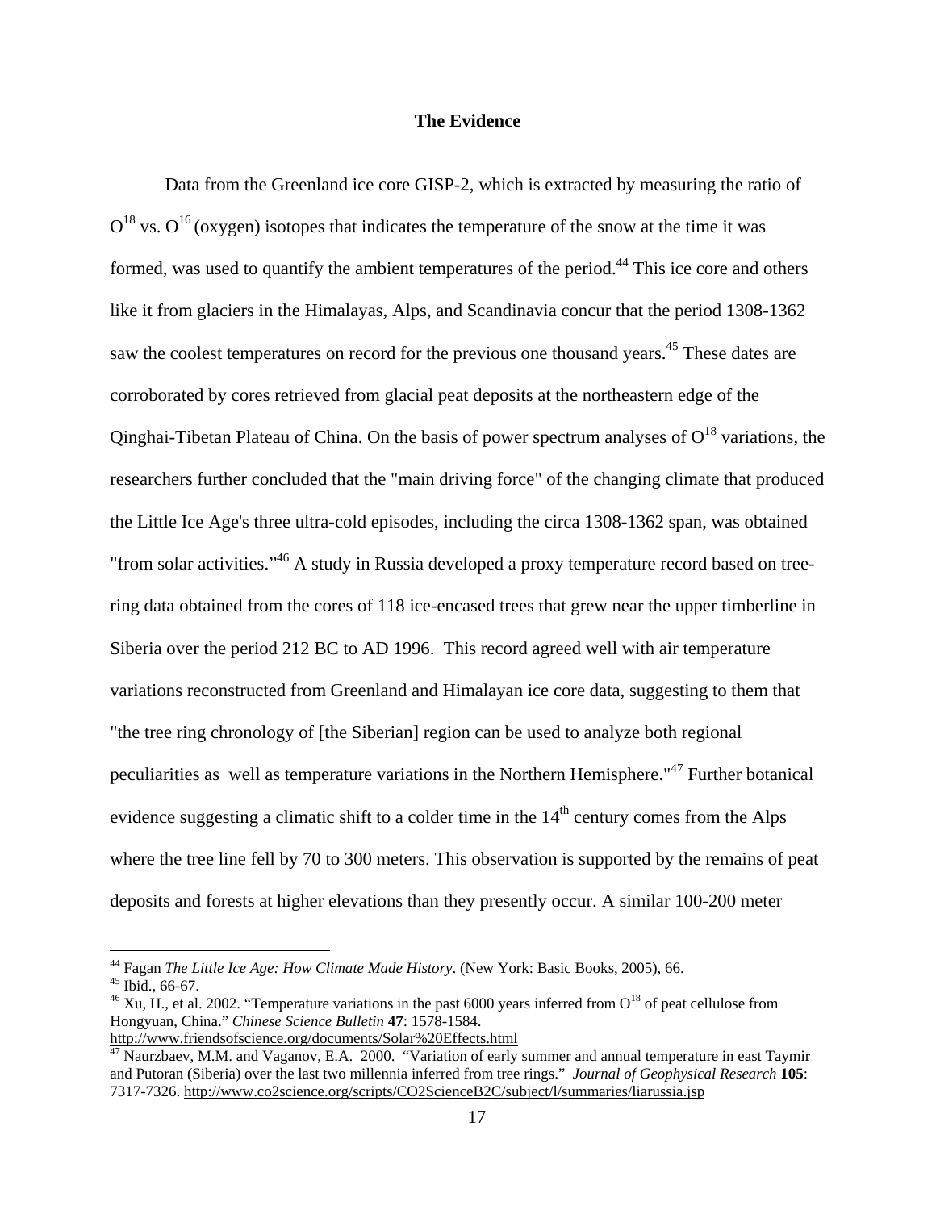## The Evidence

Data from the Greenland ice core GISP-2, which is extracted by measuring the ratio of $O^{18}$ vs. $O^{16}$ (oxygen) isotopes that indicates the temperature of the snow at the time it was formed, was used to quantify the ambient temperatures of the period.[44] This ice core and others like it from glaciers in the Himalayas, Alps, and Scandinavia concur that the period 1308-1362 saw the coolest temperatures on record for the previous one thousand years.[45] These dates are corroborated by cores retrieved from glacial peat deposits at the northeastern edge of the Qinghai-Tibetan Plateau of China. On the basis of power spectrum analyses of $O^{18}$ variations, the researchers further concluded that the "main driving force" of the changing climate that produced the Little Ice Age's three ultra-cold episodes, including the circa 1308-1362 span, was obtained "from solar activities."[46] A study in Russia developed a proxy temperature record based on tree-ring data obtained from the cores of 118 ice-encased trees that grew near the upper timberline in Siberia over the period 212 BC to AD 1996. This record agreed well with air temperature variations reconstructed from Greenland and Himalayan ice core data, suggesting to them that "the tree ring chronology of [the Siberian] region can be used to analyze both regional peculiarities as well as temperature variations in the Northern Hemisphere."[47] Further botanical evidence suggesting a climatic shift to a colder time in the 14th century comes from the Alps where the tree line fell by 70 to 300 meters. This observation is supported by the remains of peat deposits and forests at higher elevations than they presently occur. A similar 100-200 meter

---

[44] Fagan *The Little Ice Age: How Climate Made History*. (New York: Basic Books, 2005), 66.

[45] Ibid., 66-67.

[46] Xu, H., et al. 2002. "Temperature variations in the past 6000 years inferred from $O^{18}$ of peat cellulose from Hongyuan, China." *Chinese Science Bulletin* **47**: 1578-1584. http://www.friendsofscience.org/documents/Solar%20Effects.html

[47] Naurzbaev, M.M. and Vaganov, E.A. 2000. "Variation of early summer and annual temperature in east Taymir and Putoran (Siberia) over the last two millennia inferred from tree rings." *Journal of Geophysical Research* **105**: 7317-7326. http://www.co2science.org/scripts/CO2ScienceB2C/subject/l/summaries/liarussia.jsp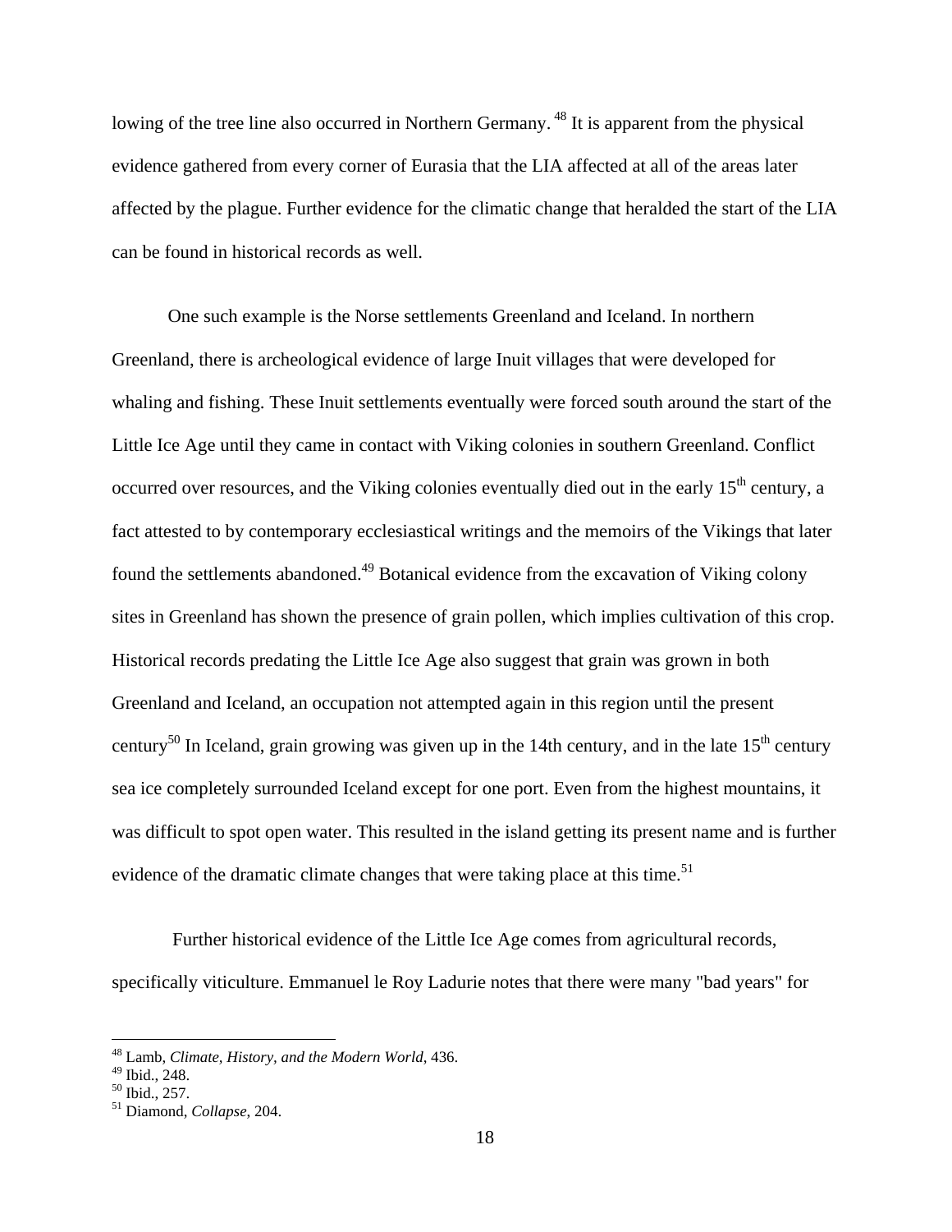lowing of the tree line also occurred in Northern Germany. [48] It is apparent from the physical evidence gathered from every corner of Eurasia that the LIA affected at all of the areas later affected by the plague. Further evidence for the climatic change that heralded the start of the LIA can be found in historical records as well.

One such example is the Norse settlements Greenland and Iceland. In northern Greenland, there is archeological evidence of large Inuit villages that were developed for whaling and fishing. These Inuit settlements eventually were forced south around the start of the Little Ice Age until they came in contact with Viking colonies in southern Greenland. Conflict occurred over resources, and the Viking colonies eventually died out in the early 15th century, a fact attested to by contemporary ecclesiastical writings and the memoirs of the Vikings that later found the settlements abandoned.[49] Botanical evidence from the excavation of Viking colony sites in Greenland has shown the presence of grain pollen, which implies cultivation of this crop. Historical records predating the Little Ice Age also suggest that grain was grown in both Greenland and Iceland, an occupation not attempted again in this region until the present century[50] In Iceland, grain growing was given up in the 14th century, and in the late 15th century sea ice completely surrounded Iceland except for one port. Even from the highest mountains, it was difficult to spot open water. This resulted in the island getting its present name and is further evidence of the dramatic climate changes that were taking place at this time.[51]

Further historical evidence of the Little Ice Age comes from agricultural records, specifically viticulture. Emmanuel le Roy Ladurie notes that there were many "bad years" for

---

[48] Lamb, *Climate, History, and the Modern World*, 436.
[49] Ibid., 248.
[50] Ibid., 257.
[51] Diamond, *Collapse*, 204.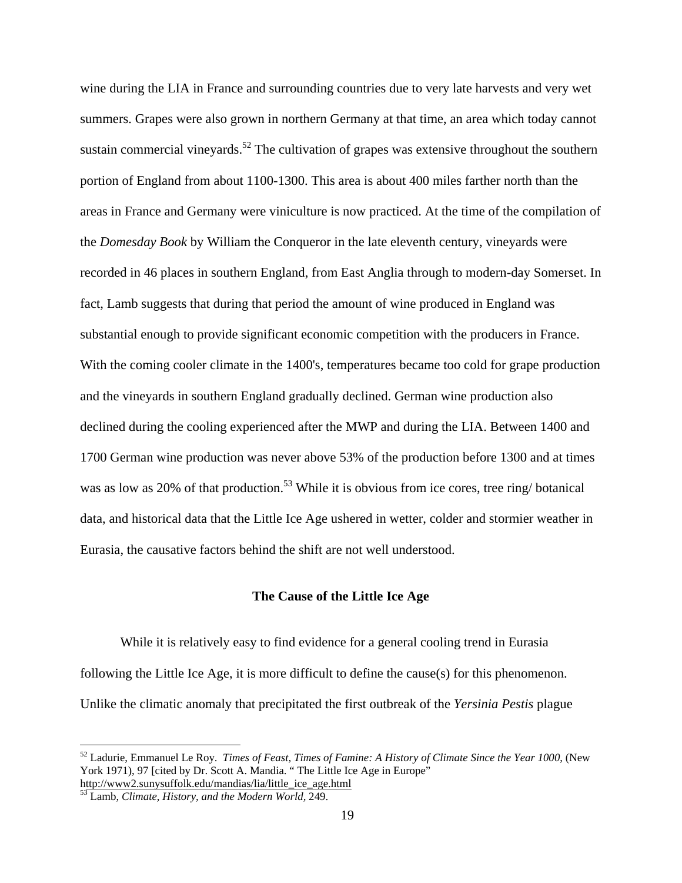wine during the LIA in France and surrounding countries due to very late harvests and very wet summers. Grapes were also grown in northern Germany at that time, an area which today cannot sustain commercial vineyards.[52] The cultivation of grapes was extensive throughout the southern portion of England from about 1100-1300. This area is about 400 miles farther north than the areas in France and Germany were viniculture is now practiced. At the time of the compilation of the *Domesday Book* by William the Conqueror in the late eleventh century, vineyards were recorded in 46 places in southern England, from East Anglia through to modern-day Somerset. In fact, Lamb suggests that during that period the amount of wine produced in England was substantial enough to provide significant economic competition with the producers in France. With the coming cooler climate in the 1400's, temperatures became too cold for grape production and the vineyards in southern England gradually declined. German wine production also declined during the cooling experienced after the MWP and during the LIA. Between 1400 and 1700 German wine production was never above 53% of the production before 1300 and at times was as low as 20% of that production.[53] While it is obvious from ice cores, tree ring/ botanical data, and historical data that the Little Ice Age ushered in wetter, colder and stormier weather in Eurasia, the causative factors behind the shift are not well understood.

## The Cause of the Little Ice Age

While it is relatively easy to find evidence for a general cooling trend in Eurasia following the Little Ice Age, it is more difficult to define the cause(s) for this phenomenon. Unlike the climatic anomaly that precipitated the first outbreak of the *Yersinia Pestis* plague

---

[52] Ladurie, Emmanuel Le Roy. *Times of Feast, Times of Famine: A History of Climate Since the Year 1000*, (New York 1971), 97 [cited by Dr. Scott A. Mandia. " The Little Ice Age in Europe" http://www2.sunysuffolk.edu/mandias/lia/little_ice_age.html

[53] Lamb, *Climate, History, and the Modern World*, 249.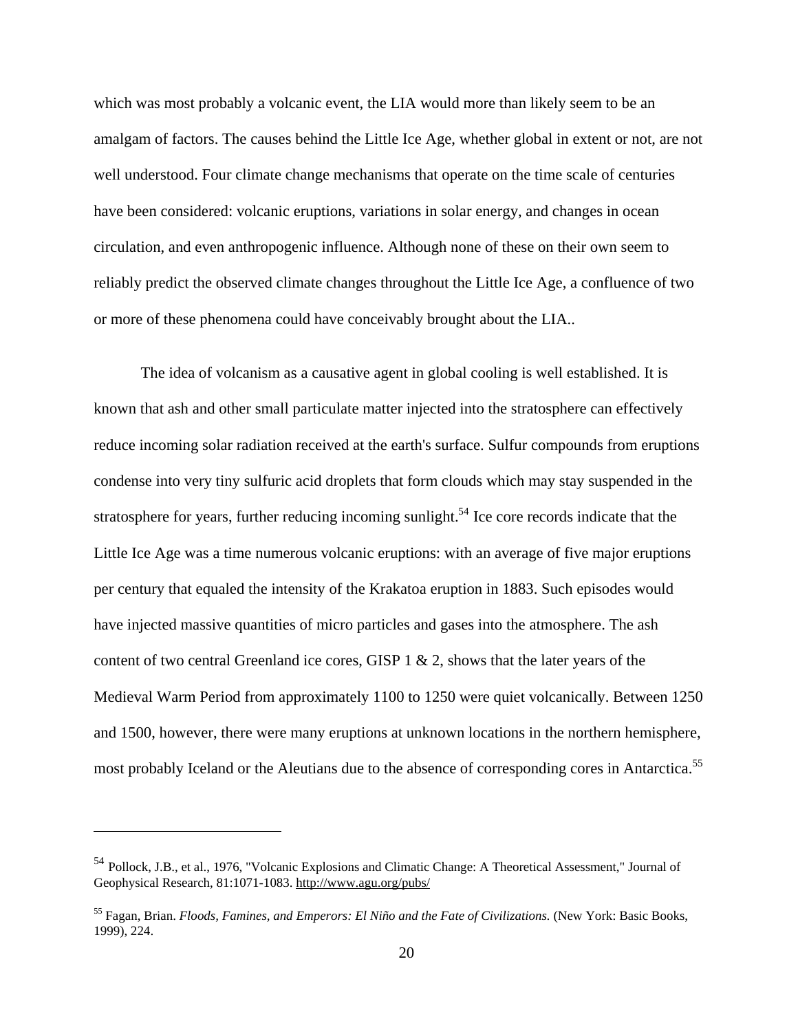which was most probably a volcanic event, the LIA would more than likely seem to be an amalgam of factors. The causes behind the Little Ice Age, whether global in extent or not, are not well understood. Four climate change mechanisms that operate on the time scale of centuries have been considered: volcanic eruptions, variations in solar energy, and changes in ocean circulation, and even anthropogenic influence. Although none of these on their own seem to reliably predict the observed climate changes throughout the Little Ice Age, a confluence of two or more of these phenomena could have conceivably brought about the LIA..

The idea of volcanism as a causative agent in global cooling is well established. It is known that ash and other small particulate matter injected into the stratosphere can effectively reduce incoming solar radiation received at the earth's surface. Sulfur compounds from eruptions condense into very tiny sulfuric acid droplets that form clouds which may stay suspended in the stratosphere for years, further reducing incoming sunlight.[54] Ice core records indicate that the Little Ice Age was a time numerous volcanic eruptions: with an average of five major eruptions per century that equaled the intensity of the Krakatoa eruption in 1883. Such episodes would have injected massive quantities of micro particles and gases into the atmosphere. The ash content of two central Greenland ice cores, GISP 1 & 2, shows that the later years of the Medieval Warm Period from approximately 1100 to 1250 were quiet volcanically. Between 1250 and 1500, however, there were many eruptions at unknown locations in the northern hemisphere, most probably Iceland or the Aleutians due to the absence of corresponding cores in Antarctica.[55]

---

[54] Pollock, J.B., et al., 1976, "Volcanic Explosions and Climatic Change: A Theoretical Assessment," Journal of Geophysical Research, 81:1071-1083. http://www.agu.org/pubs/

[55] Fagan, Brian. *Floods, Famines, and Emperors: El Niño and the Fate of Civilizations.* (New York: Basic Books, 1999), 224.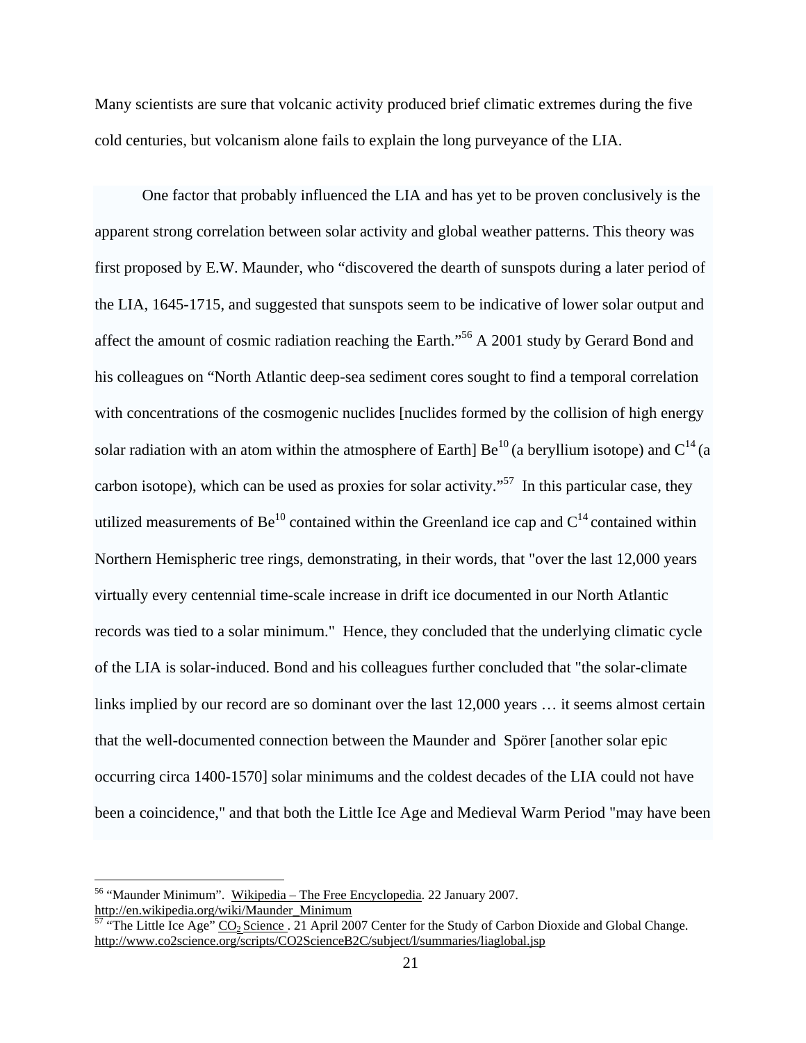Many scientists are sure that volcanic activity produced brief climatic extremes during the five cold centuries, but volcanism alone fails to explain the long purveyance of the LIA.

One factor that probably influenced the LIA and has yet to be proven conclusively is the apparent strong correlation between solar activity and global weather patterns. This theory was first proposed by E.W. Maunder, who "discovered the dearth of sunspots during a later period of the LIA, 1645-1715, and suggested that sunspots seem to be indicative of lower solar output and affect the amount of cosmic radiation reaching the Earth."[56] A 2001 study by Gerard Bond and his colleagues on "North Atlantic deep-sea sediment cores sought to find a temporal correlation with concentrations of the cosmogenic nuclides [nuclides formed by the collision of high energy solar radiation with an atom within the atmosphere of Earth] $Be^{10}$ (a beryllium isotope) and $C^{14}$ (a carbon isotope), which can be used as proxies for solar activity."[57] In this particular case, they utilized measurements of $Be^{10}$ contained within the Greenland ice cap and $C^{14}$ contained within Northern Hemispheric tree rings, demonstrating, in their words, that "over the last 12,000 years virtually every centennial time-scale increase in drift ice documented in our North Atlantic records was tied to a solar minimum." Hence, they concluded that the underlying climatic cycle of the LIA is solar-induced. Bond and his colleagues further concluded that "the solar-climate links implied by our record are so dominant over the last 12,000 years … it seems almost certain that the well-documented connection between the Maunder and Spörer [another solar epic occurring circa 1400-1570] solar minimums and the coldest decades of the LIA could not have been a coincidence," and that both the Little Ice Age and Medieval Warm Period "may have been

---

[56] "Maunder Minimum". Wikipedia – The Free Encyclopedia. 22 January 2007. http://en.wikipedia.org/wiki/Maunder_Minimum

[57] "The Little Ice Age" $CO_2$ Science . 21 April 2007 Center for the Study of Carbon Dioxide and Global Change. http://www.co2science.org/scripts/CO2ScienceB2C/subject/l/summaries/liaglobal.jsp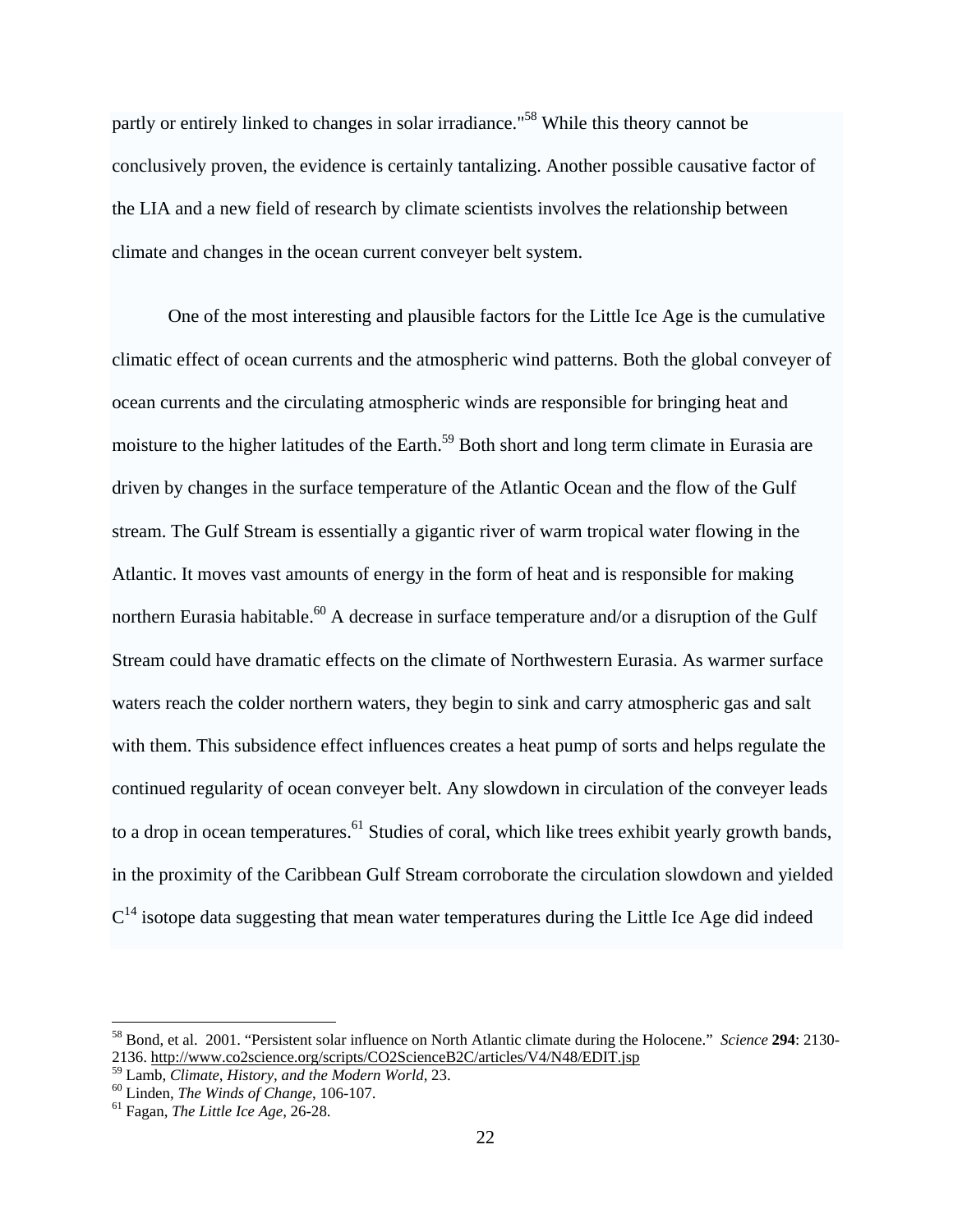partly or entirely linked to changes in solar irradiance."[58] While this theory cannot be conclusively proven, the evidence is certainly tantalizing. Another possible causative factor of the LIA and a new field of research by climate scientists involves the relationship between climate and changes in the ocean current conveyer belt system.

One of the most interesting and plausible factors for the Little Ice Age is the cumulative climatic effect of ocean currents and the atmospheric wind patterns. Both the global conveyer of ocean currents and the circulating atmospheric winds are responsible for bringing heat and moisture to the higher latitudes of the Earth.[59] Both short and long term climate in Eurasia are driven by changes in the surface temperature of the Atlantic Ocean and the flow of the Gulf stream. The Gulf Stream is essentially a gigantic river of warm tropical water flowing in the Atlantic. It moves vast amounts of energy in the form of heat and is responsible for making northern Eurasia habitable.[60] A decrease in surface temperature and/or a disruption of the Gulf Stream could have dramatic effects on the climate of Northwestern Eurasia. As warmer surface waters reach the colder northern waters, they begin to sink and carry atmospheric gas and salt with them. This subsidence effect influences creates a heat pump of sorts and helps regulate the continued regularity of ocean conveyer belt. Any slowdown in circulation of the conveyer leads to a drop in ocean temperatures.[61] Studies of coral, which like trees exhibit yearly growth bands, in the proximity of the Caribbean Gulf Stream corroborate the circulation slowdown and yielded $C^{14}$ isotope data suggesting that mean water temperatures during the Little Ice Age did indeed

---

[58] Bond, et al. 2001. "Persistent solar influence on North Atlantic climate during the Holocene." *Science* **294**: 2130-2136. http://www.co2science.org/scripts/CO2ScienceB2C/articles/V4/N48/EDIT.jsp

[59] Lamb, *Climate, History, and the Modern World*, 23.

[60] Linden, *The Winds of Change*, 106-107.

[61] Fagan, *The Little Ice Age*, 26-28.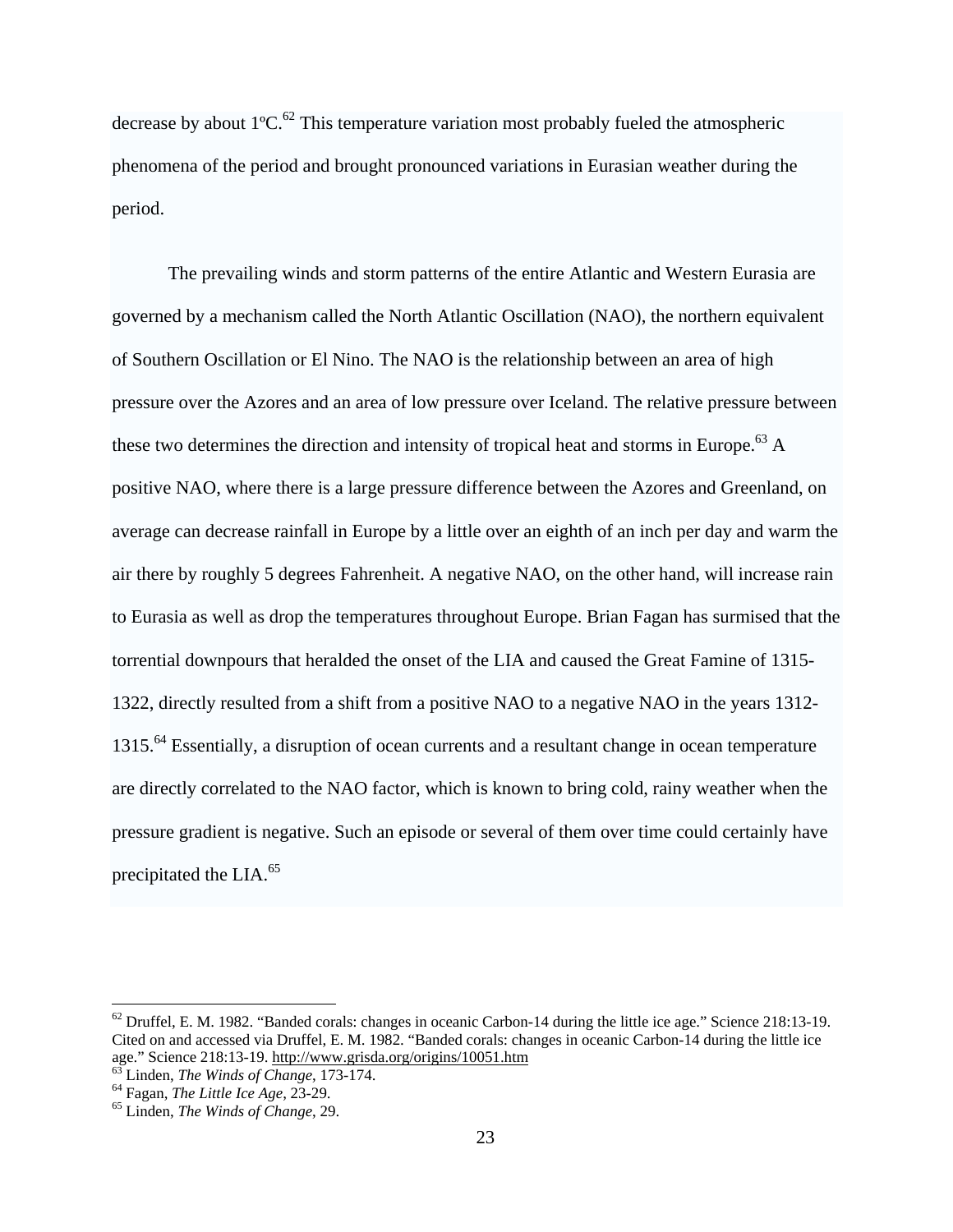decrease by about 1ºC.[62] This temperature variation most probably fueled the atmospheric phenomena of the period and brought pronounced variations in Eurasian weather during the period.

The prevailing winds and storm patterns of the entire Atlantic and Western Eurasia are governed by a mechanism called the North Atlantic Oscillation (NAO), the northern equivalent of Southern Oscillation or El Nino. The NAO is the relationship between an area of high pressure over the Azores and an area of low pressure over Iceland. The relative pressure between these two determines the direction and intensity of tropical heat and storms in Europe.[63] A positive NAO, where there is a large pressure difference between the Azores and Greenland, on average can decrease rainfall in Europe by a little over an eighth of an inch per day and warm the air there by roughly 5 degrees Fahrenheit. A negative NAO, on the other hand, will increase rain to Eurasia as well as drop the temperatures throughout Europe. Brian Fagan has surmised that the torrential downpours that heralded the onset of the LIA and caused the Great Famine of 1315-1322, directly resulted from a shift from a positive NAO to a negative NAO in the years 1312-1315.[64] Essentially, a disruption of ocean currents and a resultant change in ocean temperature are directly correlated to the NAO factor, which is known to bring cold, rainy weather when the pressure gradient is negative. Such an episode or several of them over time could certainly have precipitated the LIA.[65]

---

[62] Druffel, E. M. 1982. "Banded corals: changes in oceanic Carbon-14 during the little ice age." Science 218:13-19. Cited on and accessed via Druffel, E. M. 1982. "Banded corals: changes in oceanic Carbon-14 during the little ice age." Science 218:13-19. http://www.grisda.org/origins/10051.htm

[63] Linden, *The Winds of Change*, 173-174.

[64] Fagan, *The Little Ice Age*, 23-29.

[65] Linden, *The Winds of Change*, 29.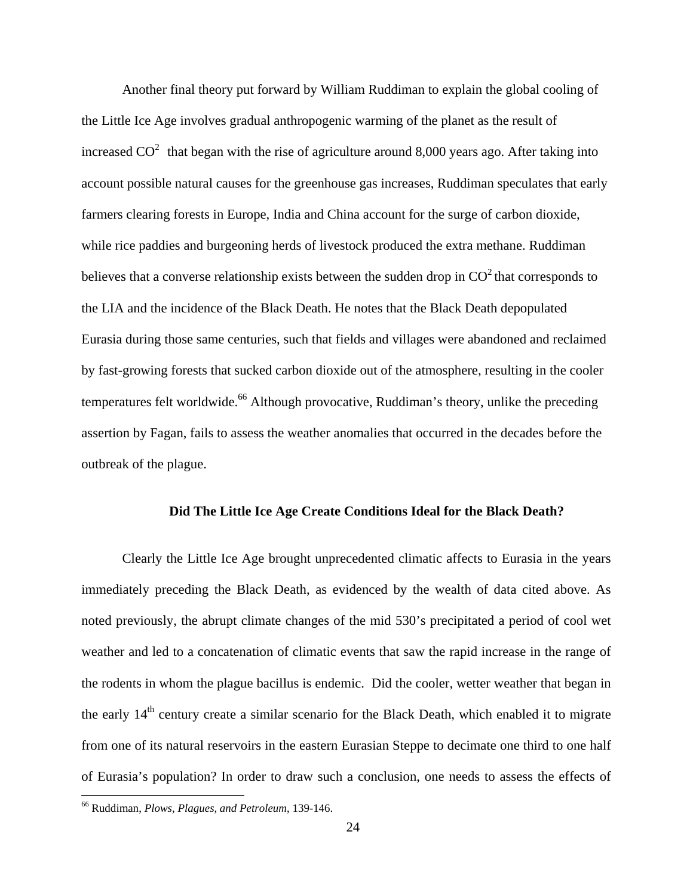Another final theory put forward by William Ruddiman to explain the global cooling of the Little Ice Age involves gradual anthropogenic warming of the planet as the result of increased $CO^2$ that began with the rise of agriculture around 8,000 years ago. After taking into account possible natural causes for the greenhouse gas increases, Ruddiman speculates that early farmers clearing forests in Europe, India and China account for the surge of carbon dioxide, while rice paddies and burgeoning herds of livestock produced the extra methane. Ruddiman believes that a converse relationship exists between the sudden drop in $CO^2$ that corresponds to the LIA and the incidence of the Black Death. He notes that the Black Death depopulated Eurasia during those same centuries, such that fields and villages were abandoned and reclaimed by fast-growing forests that sucked carbon dioxide out of the atmosphere, resulting in the cooler temperatures felt worldwide.[66] Although provocative, Ruddiman's theory, unlike the preceding assertion by Fagan, fails to assess the weather anomalies that occurred in the decades before the outbreak of the plague.

## Did The Little Ice Age Create Conditions Ideal for the Black Death?

Clearly the Little Ice Age brought unprecedented climatic affects to Eurasia in the years immediately preceding the Black Death, as evidenced by the wealth of data cited above. As noted previously, the abrupt climate changes of the mid 530's precipitated a period of cool wet weather and led to a concatenation of climatic events that saw the rapid increase in the range of the rodents in whom the plague bacillus is endemic. Did the cooler, wetter weather that began in the early 14th century create a similar scenario for the Black Death, which enabled it to migrate from one of its natural reservoirs in the eastern Eurasian Steppe to decimate one third to one half of Eurasia's population? In order to draw such a conclusion, one needs to assess the effects of

---

[66] Ruddiman, *Plows, Plagues, and Petroleum*, 139-146.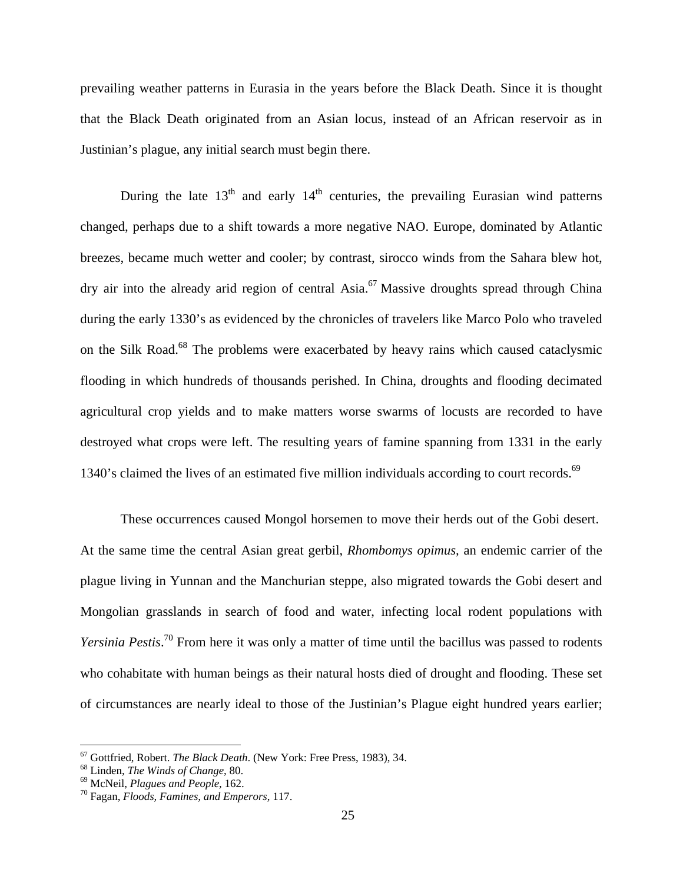prevailing weather patterns in Eurasia in the years before the Black Death. Since it is thought that the Black Death originated from an Asian locus, instead of an African reservoir as in Justinian's plague, any initial search must begin there.

During the late $13^{th}$ and early $14^{th}$ centuries, the prevailing Eurasian wind patterns changed, perhaps due to a shift towards a more negative NAO. Europe, dominated by Atlantic breezes, became much wetter and cooler; by contrast, sirocco winds from the Sahara blew hot, dry air into the already arid region of central Asia.[67] Massive droughts spread through China during the early 1330's as evidenced by the chronicles of travelers like Marco Polo who traveled on the Silk Road.[68] The problems were exacerbated by heavy rains which caused cataclysmic flooding in which hundreds of thousands perished. In China, droughts and flooding decimated agricultural crop yields and to make matters worse swarms of locusts are recorded to have destroyed what crops were left. The resulting years of famine spanning from 1331 in the early 1340's claimed the lives of an estimated five million individuals according to court records.[69]

These occurrences caused Mongol horsemen to move their herds out of the Gobi desert. At the same time the central Asian great gerbil, *Rhombomys opimus,* an endemic carrier of the plague living in Yunnan and the Manchurian steppe, also migrated towards the Gobi desert and Mongolian grasslands in search of food and water, infecting local rodent populations with *Yersinia Pestis*.[70] From here it was only a matter of time until the bacillus was passed to rodents who cohabitate with human beings as their natural hosts died of drought and flooding. These set of circumstances are nearly ideal to those of the Justinian's Plague eight hundred years earlier;

---

[67] Gottfried, Robert. *The Black Death*. (New York: Free Press, 1983), 34.
[68] Linden, *The Winds of Change*, 80.
[69] McNeil, *Plagues and People*, 162.
[70] Fagan, *Floods, Famines, and Emperors*, 117.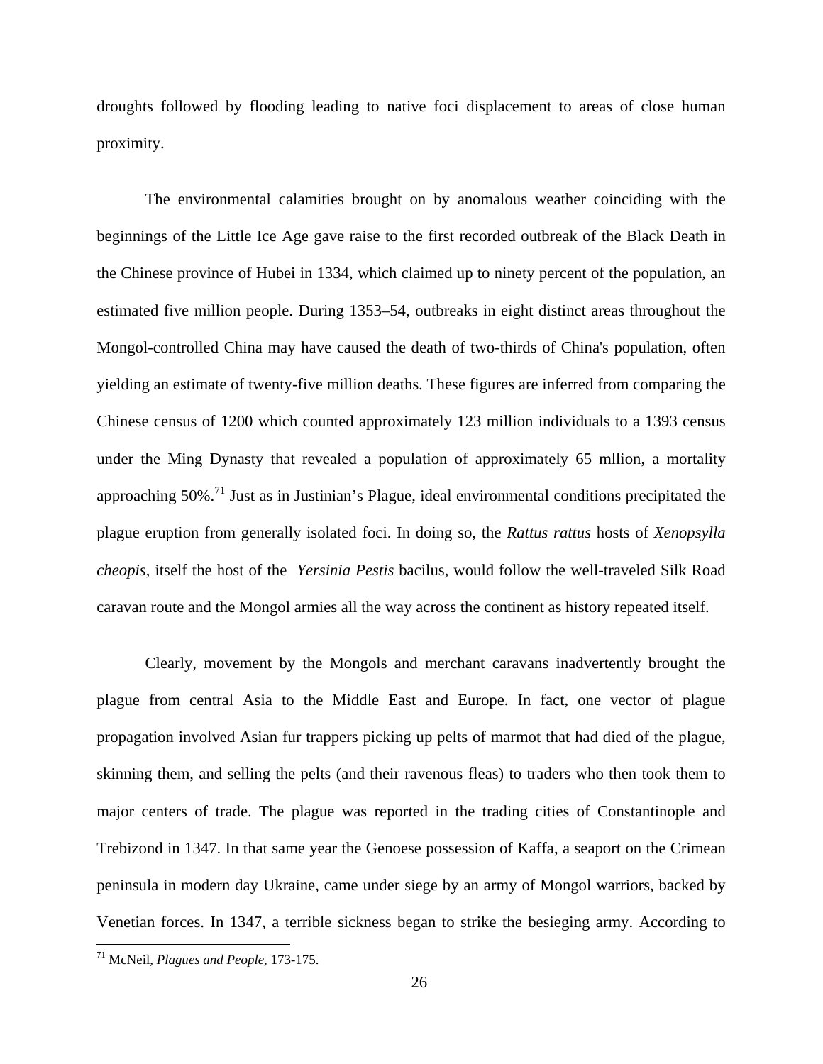droughts followed by flooding leading to native foci displacement to areas of close human proximity.

The environmental calamities brought on by anomalous weather coinciding with the beginnings of the Little Ice Age gave raise to the first recorded outbreak of the Black Death in the Chinese province of Hubei in 1334, which claimed up to ninety percent of the population, an estimated five million people. During 1353–54, outbreaks in eight distinct areas throughout the Mongol-controlled China may have caused the death of two-thirds of China's population, often yielding an estimate of twenty-five million deaths. These figures are inferred from comparing the Chinese census of 1200 which counted approximately 123 million individuals to a 1393 census under the Ming Dynasty that revealed a population of approximately 65 mllion, a mortality approaching 50%.[71] Just as in Justinian's Plague, ideal environmental conditions precipitated the plague eruption from generally isolated foci. In doing so, the *Rattus rattus* hosts of *Xenopsylla cheopis*, itself the host of the *Yersinia Pestis* bacilus, would follow the well-traveled Silk Road caravan route and the Mongol armies all the way across the continent as history repeated itself.

Clearly, movement by the Mongols and merchant caravans inadvertently brought the plague from central Asia to the Middle East and Europe. In fact, one vector of plague propagation involved Asian fur trappers picking up pelts of marmot that had died of the plague, skinning them, and selling the pelts (and their ravenous fleas) to traders who then took them to major centers of trade. The plague was reported in the trading cities of Constantinople and Trebizond in 1347. In that same year the Genoese possession of Kaffa, a seaport on the Crimean peninsula in modern day Ukraine, came under siege by an army of Mongol warriors, backed by Venetian forces. In 1347, a terrible sickness began to strike the besieging army. According to

[71] McNeil, *Plagues and People*, 173-175.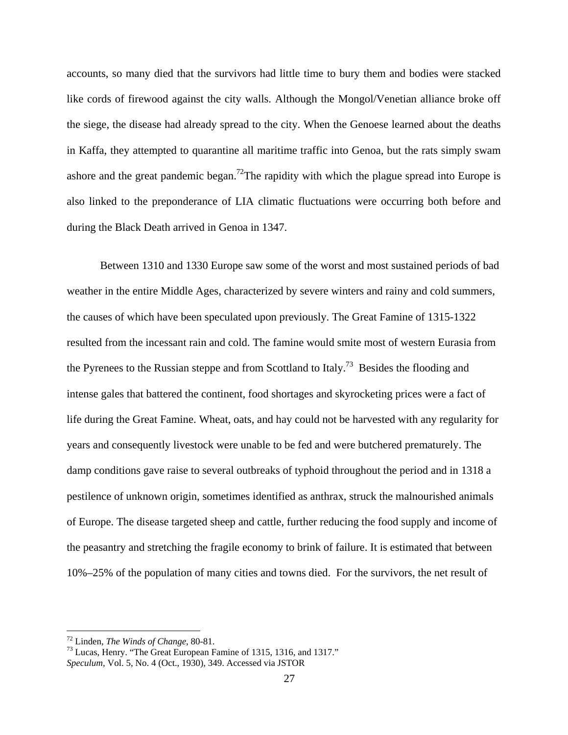accounts, so many died that the survivors had little time to bury them and bodies were stacked like cords of firewood against the city walls. Although the Mongol/Venetian alliance broke off the siege, the disease had already spread to the city. When the Genoese learned about the deaths in Kaffa, they attempted to quarantine all maritime traffic into Genoa, but the rats simply swam ashore and the great pandemic began.[72]The rapidity with which the plague spread into Europe is also linked to the preponderance of LIA climatic fluctuations were occurring both before and during the Black Death arrived in Genoa in 1347.

Between 1310 and 1330 Europe saw some of the worst and most sustained periods of bad weather in the entire Middle Ages, characterized by severe winters and rainy and cold summers, the causes of which have been speculated upon previously. The Great Famine of 1315-1322 resulted from the incessant rain and cold. The famine would smite most of western Eurasia from the Pyrenees to the Russian steppe and from Scotland to Italy.[73] Besides the flooding and intense gales that battered the continent, food shortages and skyrocketing prices were a fact of life during the Great Famine. Wheat, oats, and hay could not be harvested with any regularity for years and consequently livestock were unable to be fed and were butchered prematurely. The damp conditions gave raise to several outbreaks of typhoid throughout the period and in 1318 a pestilence of unknown origin, sometimes identified as anthrax, struck the malnourished animals of Europe. The disease targeted sheep and cattle, further reducing the food supply and income of the peasantry and stretching the fragile economy to brink of failure. It is estimated that between 10%–25% of the population of many cities and towns died. For the survivors, the net result of

---

[72] Linden, *The Winds of Change*, 80-81.

[73] Lucas, Henry. "The Great European Famine of 1315, 1316, and 1317." *Speculum*, Vol. 5, No. 4 (Oct., 1930), 349. Accessed via JSTOR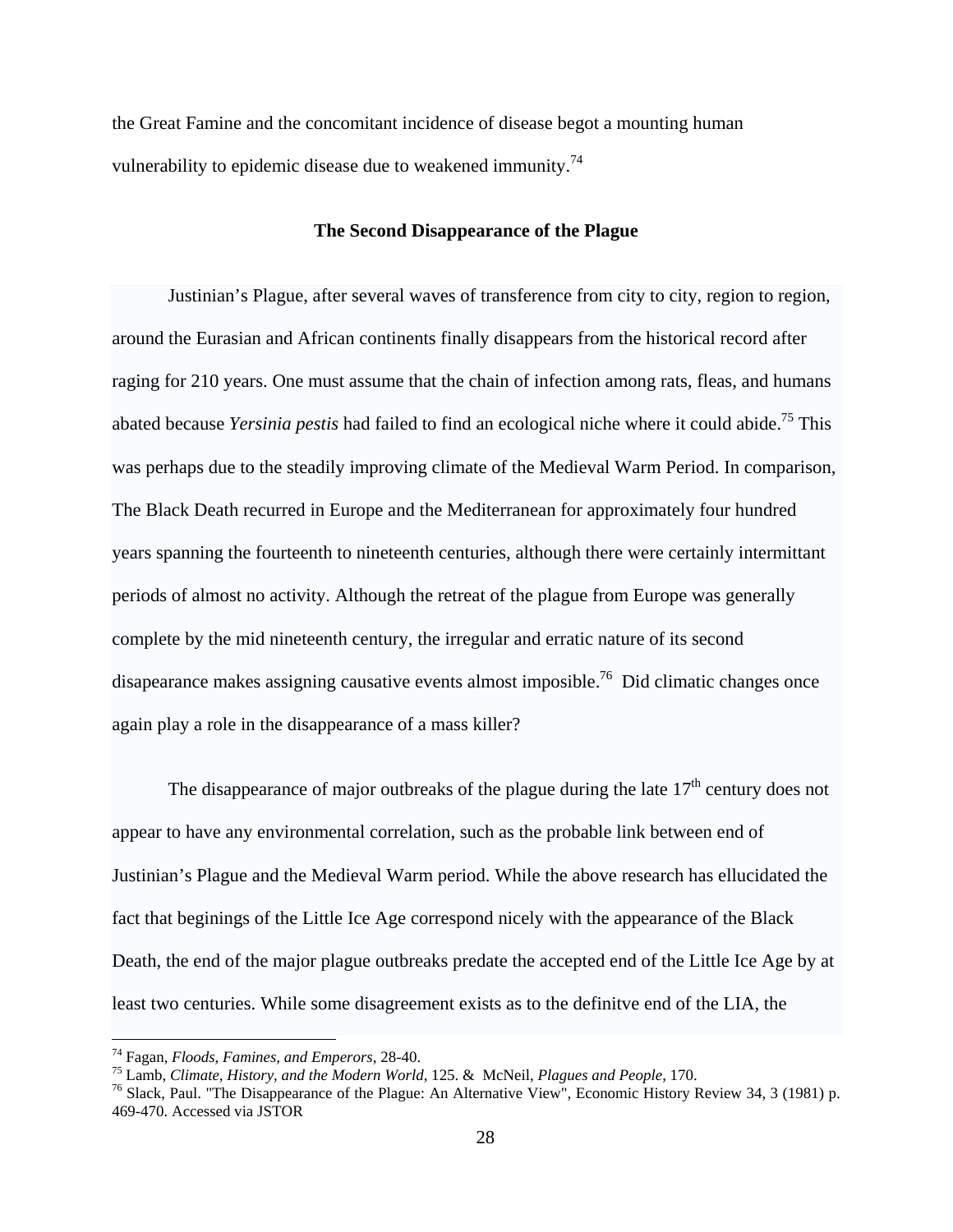the Great Famine and the concomitant incidence of disease begot a mounting human vulnerability to epidemic disease due to weakened immunity.[74]

## The Second Disappearance of the Plague

Justinian's Plague, after several waves of transference from city to city, region to region, around the Eurasian and African continents finally disappears from the historical record after raging for 210 years. One must assume that the chain of infection among rats, fleas, and humans abated because *Yersinia pestis* had failed to find an ecological niche where it could abide.[75] This was perhaps due to the steadily improving climate of the Medieval Warm Period. In comparison, The Black Death recurred in Europe and the Mediterranean for approximately four hundred years spanning the fourteenth to nineteenth centuries, although there were certainly intermittant periods of almost no activity. Although the retreat of the plague from Europe was generally complete by the mid nineteenth century, the irregular and erratic nature of its second disapearance makes assigning causative events almost imposible.[76] Did climatic changes once again play a role in the disappearance of a mass killer?

The disappearance of major outbreaks of the plague during the late 17th century does not appear to have any environmental correlation, such as the probable link between end of Justinian's Plague and the Medieval Warm period. While the above research has ellucidated the fact that beginings of the Little Ice Age correspond nicely with the appearance of the Black Death, the end of the major plague outbreaks predate the accepted end of the Little Ice Age by at least two centuries. While some disagreement exists as to the definitve end of the LIA, the

---

[74] Fagan, *Floods, Famines, and Emperors*, 28-40.

[75] Lamb, *Climate, History, and the Modern World*, 125. & McNeil, *Plagues and People*, 170.

[76] Slack, Paul. "The Disappearance of the Plague: An Alternative View", Economic History Review 34, 3 (1981) p. 469-470. Accessed via JSTOR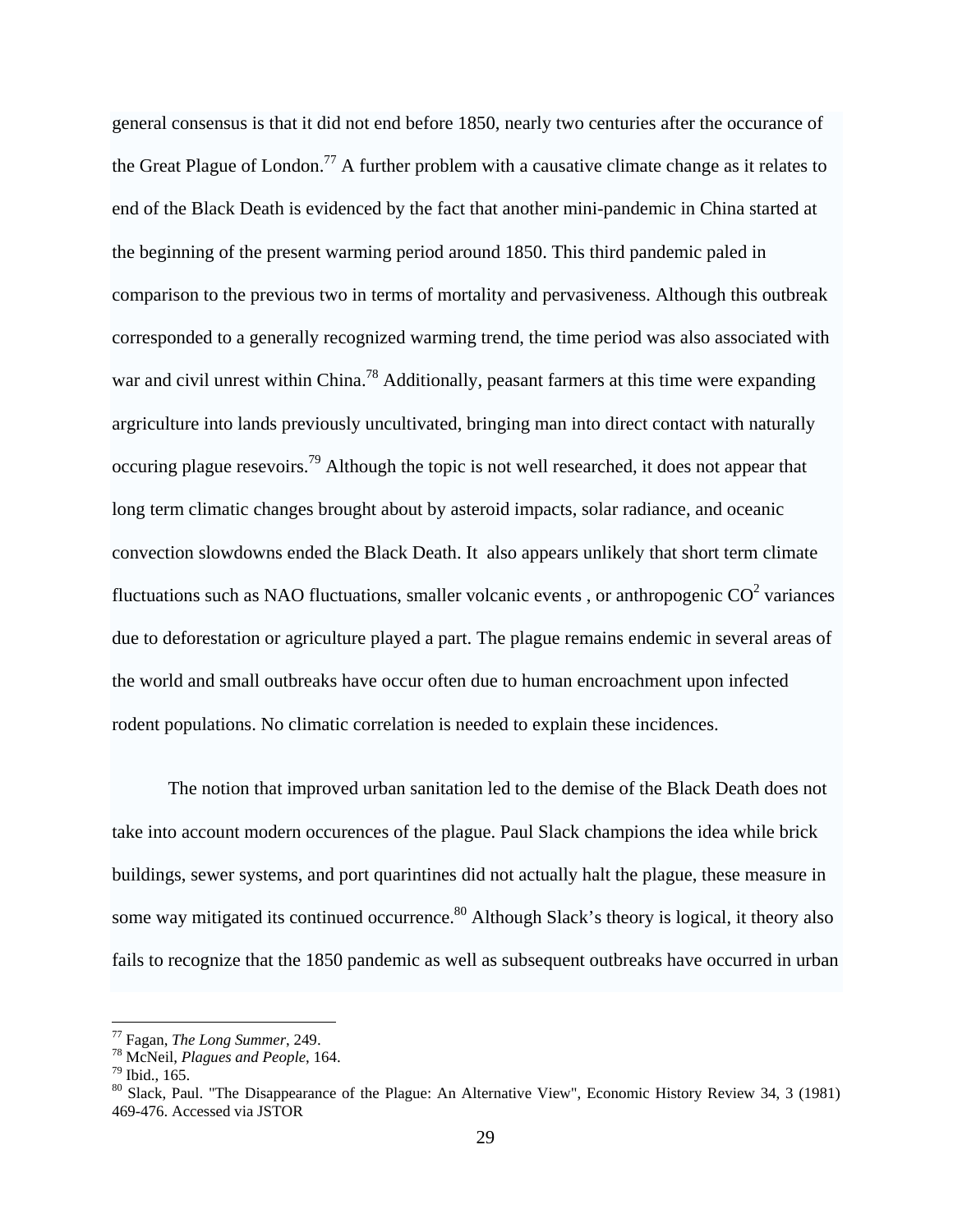general consensus is that it did not end before 1850, nearly two centuries after the occurance of the Great Plague of London.[77] A further problem with a causative climate change as it relates to end of the Black Death is evidenced by the fact that another mini-pandemic in China started at the beginning of the present warming period around 1850. This third pandemic paled in comparison to the previous two in terms of mortality and pervasiveness. Although this outbreak corresponded to a generally recognized warming trend, the time period was also associated with war and civil unrest within China.[78] Additionally, peasant farmers at this time were expanding argriculture into lands previously uncultivated, bringing man into direct contact with naturally occuring plague resevoirs.[79] Although the topic is not well researched, it does not appear that long term climatic changes brought about by asteroid impacts, solar radiance, and oceanic convection slowdowns ended the Black Death. It also appears unlikely that short term climate fluctuations such as NAO fluctuations, smaller volcanic events , or anthropogenic $CO^2$ variances due to deforestation or agriculture played a part. The plague remains endemic in several areas of the world and small outbreaks have occur often due to human encroachment upon infected rodent populations. No climatic correlation is needed to explain these incidences.

The notion that improved urban sanitation led to the demise of the Black Death does not take into account modern occurences of the plague. Paul Slack champions the idea while brick buildings, sewer systems, and port quarintines did not actually halt the plague, these measure in some way mitigated its continued occurrence.[80] Although Slack's theory is logical, it theory also fails to recognize that the 1850 pandemic as well as subsequent outbreaks have occurred in urban

[77] Fagan, *The Long Summer*, 249.

[78] McNeil, *Plagues and People*, 164.

[79] Ibid., 165.

[80] Slack, Paul. "The Disappearance of the Plague: An Alternative View", Economic History Review 34, 3 (1981) 469-476. Accessed via JSTOR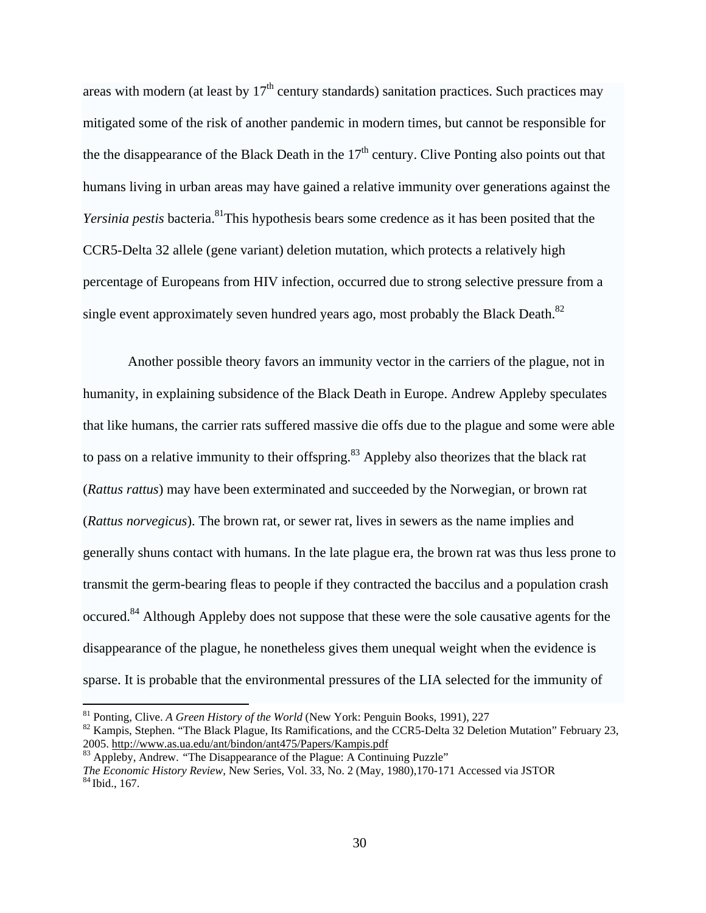areas with modern (at least by 17th century standards) sanitation practices. Such practices may mitigated some of the risk of another pandemic in modern times, but cannot be responsible for the the disappearance of the Black Death in the 17th century. Clive Ponting also points out that humans living in urban areas may have gained a relative immunity over generations against the *Yersinia pestis* bacteria.[81]This hypothesis bears some credence as it has been posited that the CCR5-Delta 32 allele (gene variant) deletion mutation, which protects a relatively high percentage of Europeans from HIV infection, occurred due to strong selective pressure from a single event approximately seven hundred years ago, most probably the Black Death.[82]

Another possible theory favors an immunity vector in the carriers of the plague, not in humanity, in explaining subsidence of the Black Death in Europe. Andrew Appleby speculates that like humans, the carrier rats suffered massive die offs due to the plague and some were able to pass on a relative immunity to their offspring.[83] Appleby also theorizes that the black rat (*Rattus rattus*) may have been exterminated and succeeded by the Norwegian, or brown rat (*Rattus norvegicus*). The brown rat, or sewer rat, lives in sewers as the name implies and generally shuns contact with humans. In the late plague era, the brown rat was thus less prone to transmit the germ-bearing fleas to people if they contracted the baccilus and a population crash occured.[84] Although Appleby does not suppose that these were the sole causative agents for the disappearance of the plague, he nonetheless gives them unequal weight when the evidence is sparse. It is probable that the environmental pressures of the LIA selected for the immunity of

---

[81] Ponting, Clive. *A Green History of the World* (New York: Penguin Books, 1991), 227

[82] Kampis, Stephen. "The Black Plague, Its Ramifications, and the CCR5-Delta 32 Deletion Mutation" February 23, 2005. http://www.as.ua.edu/ant/bindon/ant475/Papers/Kampis.pdf

[83] Appleby, Andrew. "The Disappearance of the Plague: A Continuing Puzzle" *The Economic History Review*, New Series, Vol. 33, No. 2 (May, 1980),170-171 Accessed via JSTOR

[84] Ibid., 167.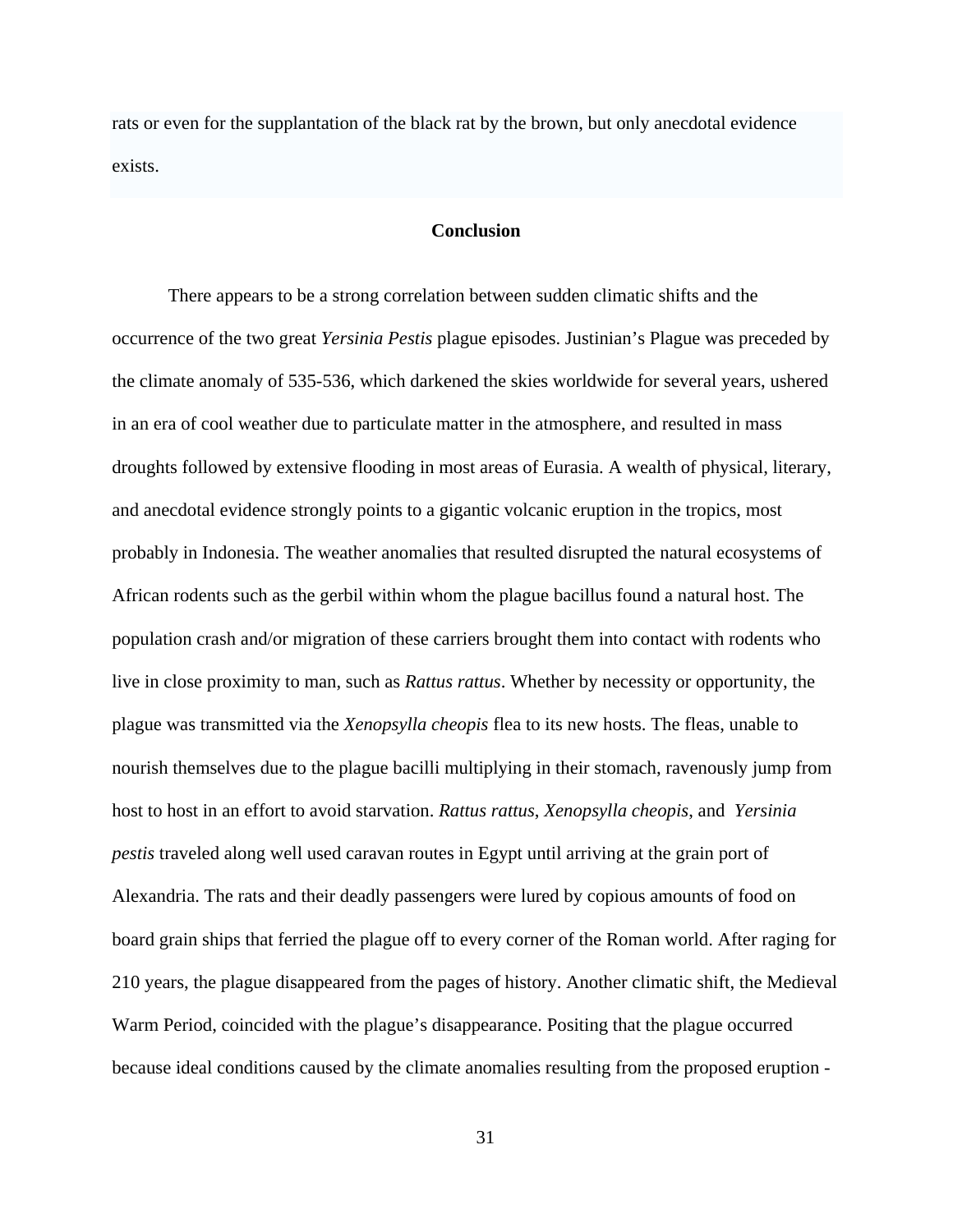rats or even for the supplantation of the black rat by the brown, but only anecdotal evidence exists.

## Conclusion

There appears to be a strong correlation between sudden climatic shifts and the occurrence of the two great *Yersinia Pestis* plague episodes. Justinian's Plague was preceded by the climate anomaly of 535-536, which darkened the skies worldwide for several years, ushered in an era of cool weather due to particulate matter in the atmosphere, and resulted in mass droughts followed by extensive flooding in most areas of Eurasia. A wealth of physical, literary, and anecdotal evidence strongly points to a gigantic volcanic eruption in the tropics, most probably in Indonesia. The weather anomalies that resulted disrupted the natural ecosystems of African rodents such as the gerbil within whom the plague bacillus found a natural host. The population crash and/or migration of these carriers brought them into contact with rodents who live in close proximity to man, such as *Rattus rattus*. Whether by necessity or opportunity, the plague was transmitted via the *Xenopsylla cheopis* flea to its new hosts. The fleas, unable to nourish themselves due to the plague bacilli multiplying in their stomach, ravenously jump from host to host in an effort to avoid starvation. *Rattus rattus, Xenopsylla cheopis,* and *Yersinia pestis* traveled along well used caravan routes in Egypt until arriving at the grain port of Alexandria. The rats and their deadly passengers were lured by copious amounts of food on board grain ships that ferried the plague off to every corner of the Roman world. After raging for 210 years, the plague disappeared from the pages of history. Another climatic shift, the Medieval Warm Period, coincided with the plague's disappearance. Positing that the plague occurred because ideal conditions caused by the climate anomalies resulting from the proposed eruption -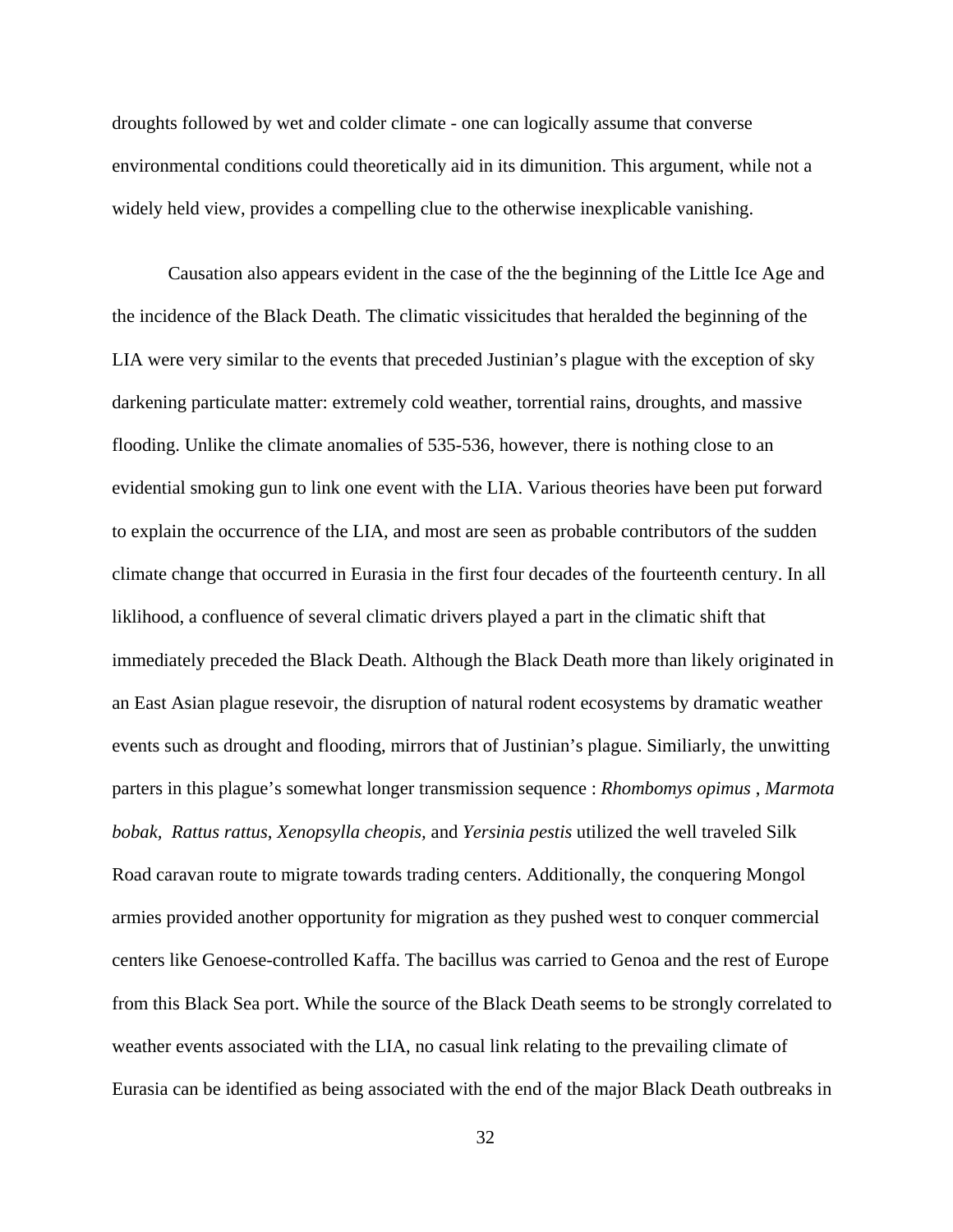droughts followed by wet and colder climate - one can logically assume that converse environmental conditions could theoretically aid in its dimunition. This argument, while not a widely held view, provides a compelling clue to the otherwise inexplicable vanishing.

Causation also appears evident in the case of the the beginning of the Little Ice Age and the incidence of the Black Death. The climatic vissicitudes that heralded the beginning of the LIA were very similar to the events that preceded Justinian's plague with the exception of sky darkening particulate matter: extremely cold weather, torrential rains, droughts, and massive flooding. Unlike the climate anomalies of 535-536, however, there is nothing close to an evidential smoking gun to link one event with the LIA. Various theories have been put forward to explain the occurrence of the LIA, and most are seen as probable contributors of the sudden climate change that occurred in Eurasia in the first four decades of the fourteenth century. In all liklihood, a confluence of several climatic drivers played a part in the climatic shift that immediately preceded the Black Death. Although the Black Death more than likely originated in an East Asian plague resevoir, the disruption of natural rodent ecosystems by dramatic weather events such as drought and flooding, mirrors that of Justinian's plague. Similiarly, the unwitting parters in this plague's somewhat longer transmission sequence : *Rhombomys opimus* , *Marmota bobak*, *Rattus rattus*, *Xenopsylla cheopis*, and *Yersinia pestis* utilized the well traveled Silk Road caravan route to migrate towards trading centers. Additionally, the conquering Mongol armies provided another opportunity for migration as they pushed west to conquer commercial centers like Genoese-controlled Kaffa. The bacillus was carried to Genoa and the rest of Europe from this Black Sea port. While the source of the Black Death seems to be strongly correlated to weather events associated with the LIA, no casual link relating to the prevailing climate of Eurasia can be identified as being associated with the end of the major Black Death outbreaks in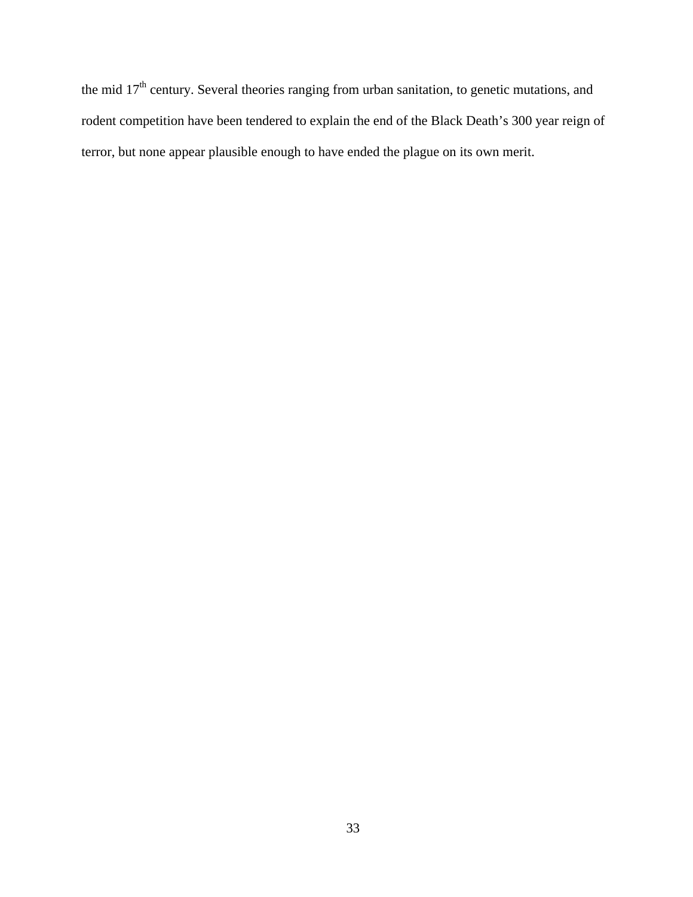the mid 17th century. Several theories ranging from urban sanitation, to genetic mutations, and rodent competition have been tendered to explain the end of the Black Death's 300 year reign of terror, but none appear plausible enough to have ended the plague on its own merit.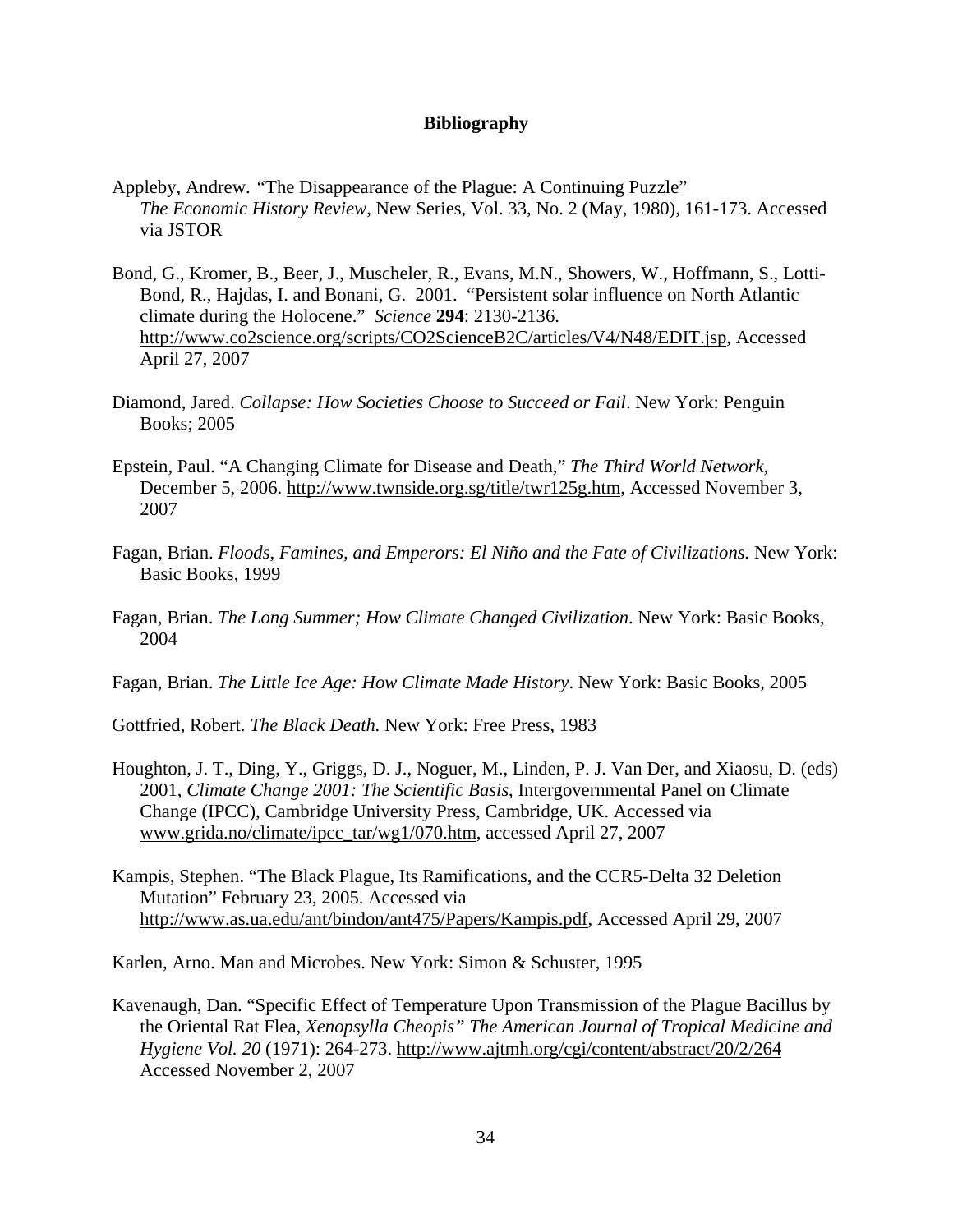# Bibliography

Appleby, Andrew. "The Disappearance of the Plague: A Continuing Puzzle" *The Economic History Review*, New Series, Vol. 33, No. 2 (May, 1980), 161-173. Accessed via JSTOR

Bond, G., Kromer, B., Beer, J., Muscheler, R., Evans, M.N., Showers, W., Hoffmann, S., Lotti-Bond, R., Hajdas, I. and Bonani, G. 2001. "Persistent solar influence on North Atlantic climate during the Holocene." *Science* **294**: 2130-2136. http://www.co2science.org/scripts/CO2ScienceB2C/articles/V4/N48/EDIT.jsp, Accessed April 27, 2007

Diamond, Jared. *Collapse: How Societies Choose to Succeed or Fail*. New York: Penguin Books; 2005

Epstein, Paul. "A Changing Climate for Disease and Death," *The Third World Network*, December 5, 2006. http://www.twnside.org.sg/title/twr125g.htm, Accessed November 3, 2007

Fagan, Brian. *Floods, Famines, and Emperors: El Niño and the Fate of Civilizations.* New York: Basic Books, 1999

Fagan, Brian. *The Long Summer; How Climate Changed Civilization*. New York: Basic Books, 2004

Fagan, Brian. *The Little Ice Age: How Climate Made History*. New York: Basic Books, 2005

Gottfried, Robert. *The Black Death.* New York: Free Press, 1983

Houghton, J. T., Ding, Y., Griggs, D. J., Noguer, M., Linden, P. J. Van Der, and Xiaosu, D. (eds) 2001, *Climate Change 2001: The Scientific Basis*, Intergovernmental Panel on Climate Change (IPCC), Cambridge University Press, Cambridge, UK. Accessed via www.grida.no/climate/ipcc_tar/wg1/070.htm, accessed April 27, 2007

Kampis, Stephen. "The Black Plague, Its Ramifications, and the CCR5-Delta 32 Deletion Mutation" February 23, 2005. Accessed via http://www.as.ua.edu/ant/bindon/ant475/Papers/Kampis.pdf, Accessed April 29, 2007

Karlen, Arno. Man and Microbes. New York: Simon & Schuster, 1995

Kavenaugh, Dan. "Specific Effect of Temperature Upon Transmission of the Plague Bacillus by the Oriental Rat Flea, *Xenopsylla Cheopis" The American Journal of Tropical Medicine and Hygiene Vol. 20* (1971): 264-273. http://www.ajtmh.org/cgi/content/abstract/20/2/264 Accessed November 2, 2007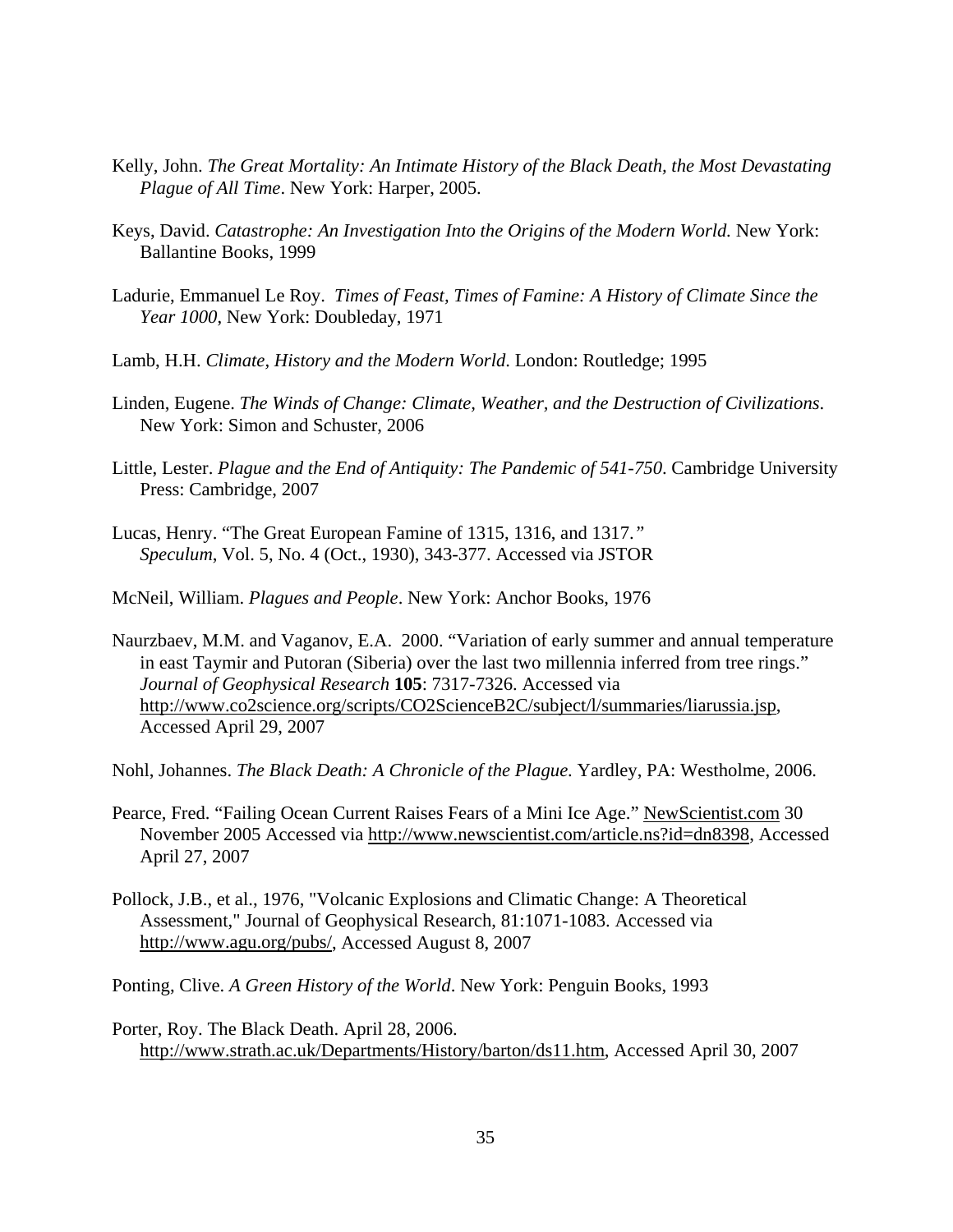Kelly, John. *The Great Mortality: An Intimate History of the Black Death, the Most Devastating Plague of All Time*. New York: Harper, 2005.

Keys, David. *Catastrophe: An Investigation Into the Origins of the Modern World.* New York: Ballantine Books, 1999

Ladurie, Emmanuel Le Roy. *Times of Feast, Times of Famine: A History of Climate Since the Year 1000*, New York: Doubleday, 1971

Lamb, H.H. *Climate, History and the Modern World*. London: Routledge; 1995

Linden, Eugene. *The Winds of Change: Climate, Weather, and the Destruction of Civilizations.* New York: Simon and Schuster, 2006

Little, Lester. *Plague and the End of Antiquity: The Pandemic of 541-750*. Cambridge University Press: Cambridge, 2007

Lucas, Henry. "The Great European Famine of 1315, 1316, and 1317." *Speculum*, Vol. 5, No. 4 (Oct., 1930), 343-377. Accessed via JSTOR

McNeil, William. *Plagues and People*. New York: Anchor Books, 1976

Naurzbaev, M.M. and Vaganov, E.A. 2000. "Variation of early summer and annual temperature in east Taymir and Putoran (Siberia) over the last two millennia inferred from tree rings." *Journal of Geophysical Research* **105**: 7317-7326. Accessed via http://www.co2science.org/scripts/CO2ScienceB2C/subject/l/summaries/liarussia.jsp, Accessed April 29, 2007

Nohl, Johannes. *The Black Death: A Chronicle of the Plague.* Yardley, PA: Westholme, 2006.

Pearce, Fred. "Failing Ocean Current Raises Fears of a Mini Ice Age." NewScientist.com 30 November 2005 Accessed via http://www.newscientist.com/article.ns?id=dn8398, Accessed April 27, 2007

Pollock, J.B., et al., 1976, "Volcanic Explosions and Climatic Change: A Theoretical Assessment," Journal of Geophysical Research, 81:1071-1083. Accessed via http://www.agu.org/pubs/, Accessed August 8, 2007

Ponting, Clive. *A Green History of the World*. New York: Penguin Books, 1993

Porter, Roy. The Black Death. April 28, 2006. http://www.strath.ac.uk/Departments/History/barton/ds11.htm, Accessed April 30, 2007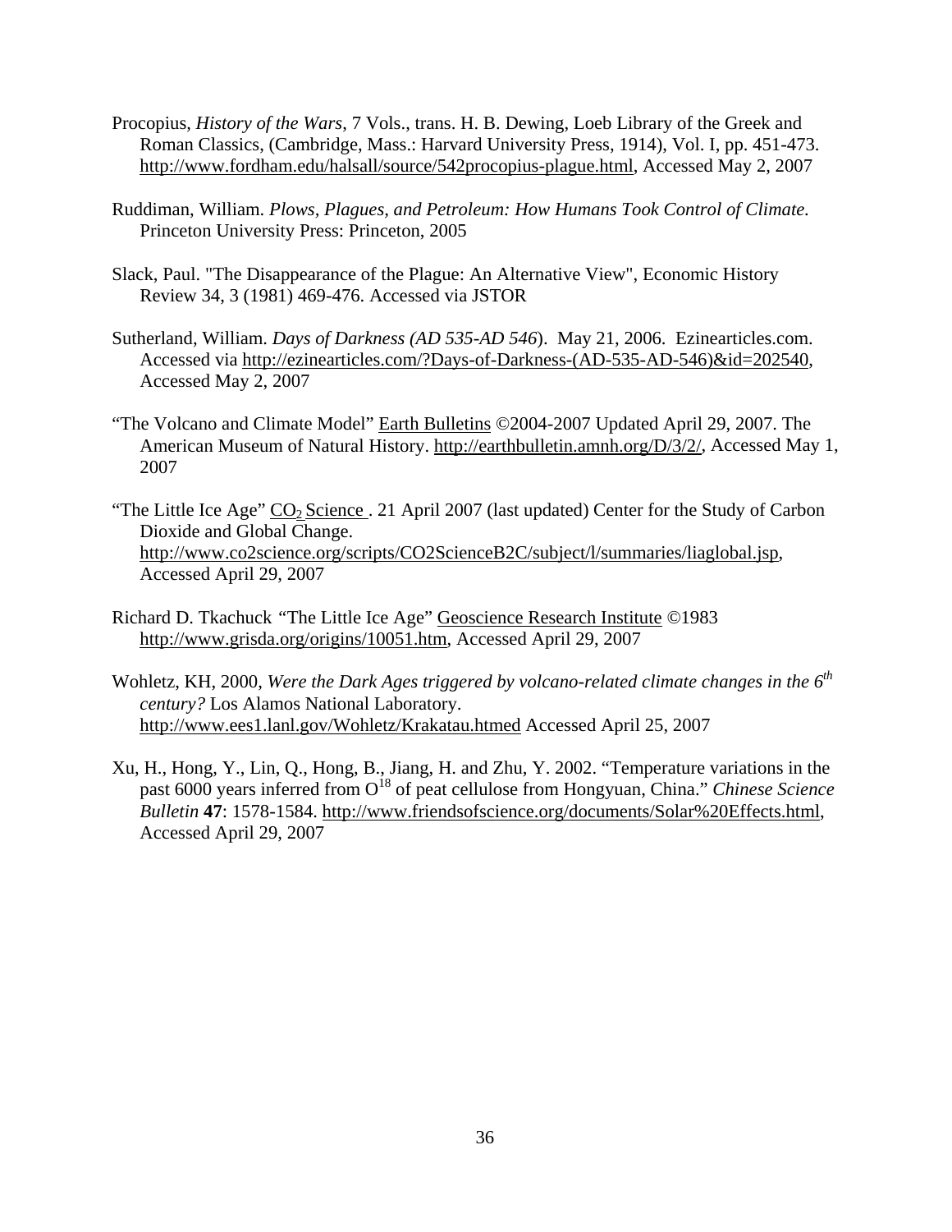Procopius, *History of the Wars*, 7 Vols., trans. H. B. Dewing, Loeb Library of the Greek and Roman Classics, (Cambridge, Mass.: Harvard University Press, 1914), Vol. I, pp. 451-473. http://www.fordham.edu/halsall/source/542procopius-plague.html, Accessed May 2, 2007

Ruddiman, William. *Plows, Plagues, and Petroleum: How Humans Took Control of Climate.* Princeton University Press: Princeton, 2005

Slack, Paul. "The Disappearance of the Plague: An Alternative View", Economic History Review 34, 3 (1981) 469-476. Accessed via JSTOR

Sutherland, William. *Days of Darkness (AD 535-AD 546*). May 21, 2006. Ezinearticles.com. Accessed via http://ezinearticles.com/?Days-of-Darkness-(AD-535-AD-546)&id=202540, Accessed May 2, 2007

"The Volcano and Climate Model" Earth Bulletins ©2004-2007 Updated April 29, 2007. The American Museum of Natural History. http://earthbulletin.amnh.org/D/3/2/, Accessed May 1, 2007

"The Little Ice Age" $CO_2$ Science . 21 April 2007 (last updated) Center for the Study of Carbon Dioxide and Global Change. http://www.co2science.org/scripts/CO2ScienceB2C/subject/l/summaries/liaglobal.jsp, Accessed April 29, 2007

Richard D. Tkachuck "The Little Ice Age" Geoscience Research Institute ©1983 http://www.grisda.org/origins/10051.htm, Accessed April 29, 2007

Wohletz, KH, 2000, *Were the Dark Ages triggered by volcano-related climate changes in the 6th century?* Los Alamos National Laboratory. http://www.ees1.lanl.gov/Wohletz/Krakatau.htmed Accessed April 25, 2007

Xu, H., Hong, Y., Lin, Q., Hong, B., Jiang, H. and Zhu, Y. 2002. "Temperature variations in the past 6000 years inferred from $O^{18}$ of peat cellulose from Hongyuan, China." *Chinese Science Bulletin* **47**: 1578-1584. http://www.friendsofscience.org/documents/Solar%20Effects.html, Accessed April 29, 2007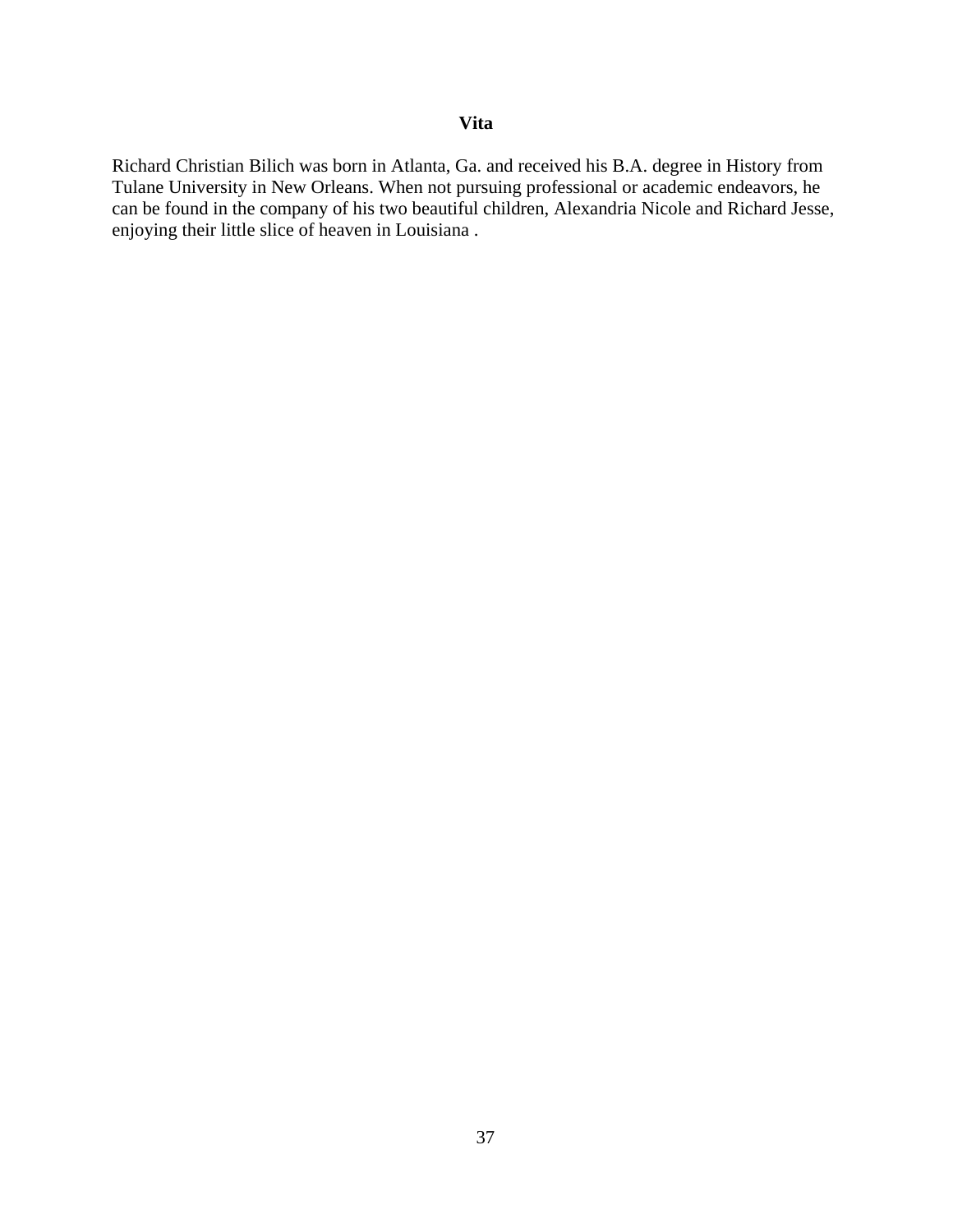## Vita

Richard Christian Bilich was born in Atlanta, Ga. and received his B.A. degree in History from Tulane University in New Orleans. When not pursuing professional or academic endeavors, he can be found in the company of his two beautiful children, Alexandria Nicole and Richard Jesse, enjoying their little slice of heaven in Louisiana .